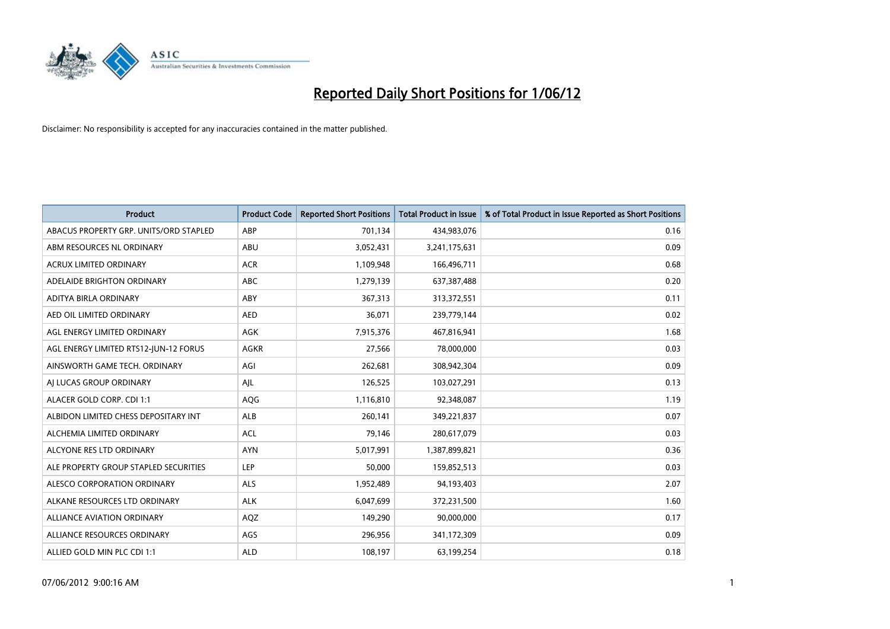# Reported Daily Short Positions for 1/06/12

Disclaimer: No responsibility is accepted for any inaccuracies contained in the matter published.

| Product | Product Code | Reported Short Positions | Total Product in Issue | % of Total Product in Issue Reported as Short Positions |
|---|---|---|---|---|
| ABACUS PROPERTY GRP. UNITS/ORD STAPLED | ABP | 701,134 | 434,983,076 | 0.16 |
| ABM RESOURCES NL ORDINARY | ABU | 3,052,431 | 3,241,175,631 | 0.09 |
| ACRUX LIMITED ORDINARY | ACR | 1,109,948 | 166,496,711 | 0.68 |
| ADELAIDE BRIGHTON ORDINARY | ABC | 1,279,139 | 637,387,488 | 0.20 |
| ADITYA BIRLA ORDINARY | ABY | 367,313 | 313,372,551 | 0.11 |
| AED OIL LIMITED ORDINARY | AED | 36,071 | 239,779,144 | 0.02 |
| AGL ENERGY LIMITED ORDINARY | AGK | 7,915,376 | 467,816,941 | 1.68 |
| AGL ENERGY LIMITED RTS12-JUN-12 FORUS | AGKR | 27,566 | 78,000,000 | 0.03 |
| AINSWORTH GAME TECH. ORDINARY | AGI | 262,681 | 308,942,304 | 0.09 |
| AJ LUCAS GROUP ORDINARY | AJL | 126,525 | 103,027,291 | 0.13 |
| ALACER GOLD CORP. CDI 1:1 | AQG | 1,116,810 | 92,348,087 | 1.19 |
| ALBIDON LIMITED CHESS DEPOSITARY INT | ALB | 260,141 | 349,221,837 | 0.07 |
| ALCHEMIA LIMITED ORDINARY | ACL | 79,146 | 280,617,079 | 0.03 |
| ALCYONE RES LTD ORDINARY | AYN | 5,017,991 | 1,387,899,821 | 0.36 |
| ALE PROPERTY GROUP STAPLED SECURITIES | LEP | 50,000 | 159,852,513 | 0.03 |
| ALESCO CORPORATION ORDINARY | ALS | 1,952,489 | 94,193,403 | 2.07 |
| ALKANE RESOURCES LTD ORDINARY | ALK | 6,047,699 | 372,231,500 | 1.60 |
| ALLIANCE AVIATION ORDINARY | AQZ | 149,290 | 90,000,000 | 0.17 |
| ALLIANCE RESOURCES ORDINARY | AGS | 296,956 | 341,172,309 | 0.09 |
| ALLIED GOLD MIN PLC CDI 1:1 | ALD | 108,197 | 63,199,254 | 0.18 |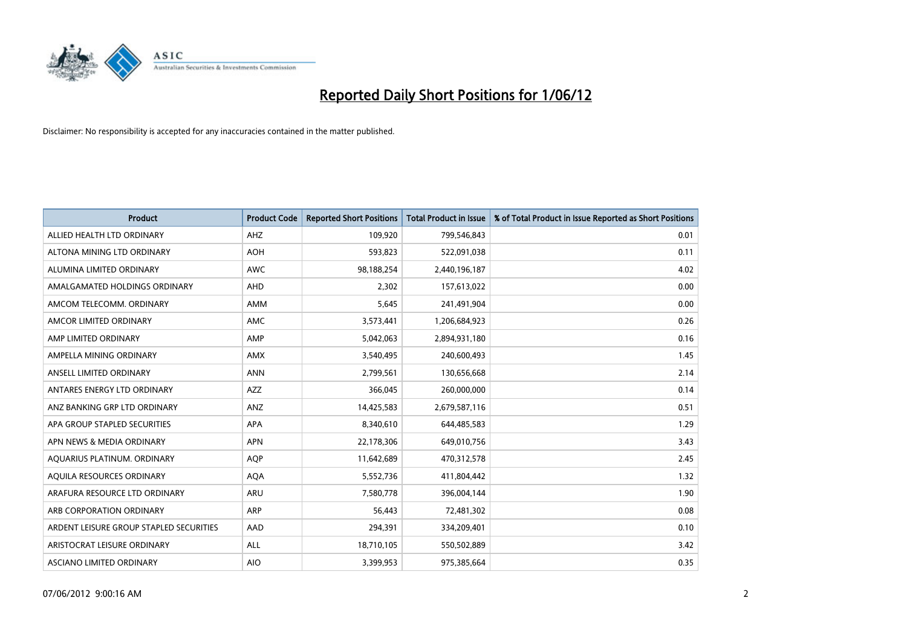# Reported Daily Short Positions for 1/06/12

Disclaimer: No responsibility is accepted for any inaccuracies contained in the matter published.

| Product | Product Code | Reported Short Positions | Total Product in Issue | % of Total Product in Issue Reported as Short Positions |
|---|---|---|---|---|
| ALLIED HEALTH LTD ORDINARY | AHZ | 109,920 | 799,546,843 | 0.01 |
| ALTONA MINING LTD ORDINARY | AOH | 593,823 | 522,091,038 | 0.11 |
| ALUMINA LIMITED ORDINARY | AWC | 98,188,254 | 2,440,196,187 | 4.02 |
| AMALGAMATED HOLDINGS ORDINARY | AHD | 2,302 | 157,613,022 | 0.00 |
| AMCOM TELECOMM. ORDINARY | AMM | 5,645 | 241,491,904 | 0.00 |
| AMCOR LIMITED ORDINARY | AMC | 3,573,441 | 1,206,684,923 | 0.26 |
| AMP LIMITED ORDINARY | AMP | 5,042,063 | 2,894,931,180 | 0.16 |
| AMPELLA MINING ORDINARY | AMX | 3,540,495 | 240,600,493 | 1.45 |
| ANSELL LIMITED ORDINARY | ANN | 2,799,561 | 130,656,668 | 2.14 |
| ANTARES ENERGY LTD ORDINARY | AZZ | 366,045 | 260,000,000 | 0.14 |
| ANZ BANKING GRP LTD ORDINARY | ANZ | 14,425,583 | 2,679,587,116 | 0.51 |
| APA GROUP STAPLED SECURITIES | APA | 8,340,610 | 644,485,583 | 1.29 |
| APN NEWS & MEDIA ORDINARY | APN | 22,178,306 | 649,010,756 | 3.43 |
| AQUARIUS PLATINUM. ORDINARY | AQP | 11,642,689 | 470,312,578 | 2.45 |
| AQUILA RESOURCES ORDINARY | AQA | 5,552,736 | 411,804,442 | 1.32 |
| ARAFURA RESOURCE LTD ORDINARY | ARU | 7,580,778 | 396,004,144 | 1.90 |
| ARB CORPORATION ORDINARY | ARP | 56,443 | 72,481,302 | 0.08 |
| ARDENT LEISURE GROUP STAPLED SECURITIES | AAD | 294,391 | 334,209,401 | 0.10 |
| ARISTOCRAT LEISURE ORDINARY | ALL | 18,710,105 | 550,502,889 | 3.42 |
| ASCIANO LIMITED ORDINARY | AIO | 3,399,953 | 975,385,664 | 0.35 |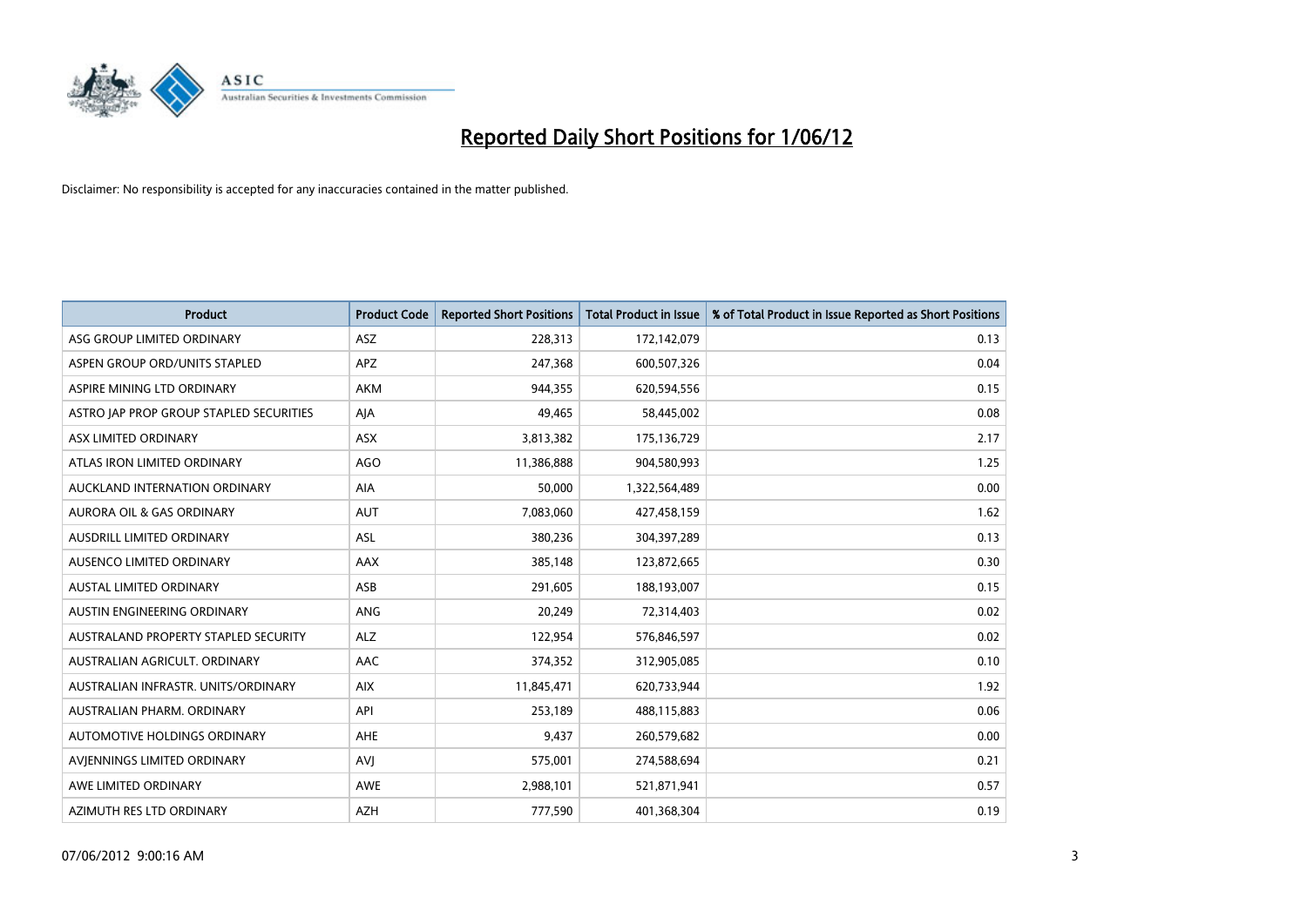# Reported Daily Short Positions for 1/06/12

Disclaimer: No responsibility is accepted for any inaccuracies contained in the matter published.

| Product | Product Code | Reported Short Positions | Total Product in Issue | % of Total Product in Issue Reported as Short Positions |
|---|---|---|---|---|
| ASG GROUP LIMITED ORDINARY | ASZ | 228,313 | 172,142,079 | 0.13 |
| ASPEN GROUP ORD/UNITS STAPLED | APZ | 247,368 | 600,507,326 | 0.04 |
| ASPIRE MINING LTD ORDINARY | AKM | 944,355 | 620,594,556 | 0.15 |
| ASTRO JAP PROP GROUP STAPLED SECURITIES | AJA | 49,465 | 58,445,002 | 0.08 |
| ASX LIMITED ORDINARY | ASX | 3,813,382 | 175,136,729 | 2.17 |
| ATLAS IRON LIMITED ORDINARY | AGO | 11,386,888 | 904,580,993 | 1.25 |
| AUCKLAND INTERNATION ORDINARY | AIA | 50,000 | 1,322,564,489 | 0.00 |
| AURORA OIL & GAS ORDINARY | AUT | 7,083,060 | 427,458,159 | 1.62 |
| AUSDRILL LIMITED ORDINARY | ASL | 380,236 | 304,397,289 | 0.13 |
| AUSENCO LIMITED ORDINARY | AAX | 385,148 | 123,872,665 | 0.30 |
| AUSTAL LIMITED ORDINARY | ASB | 291,605 | 188,193,007 | 0.15 |
| AUSTIN ENGINEERING ORDINARY | ANG | 20,249 | 72,314,403 | 0.02 |
| AUSTRALAND PROPERTY STAPLED SECURITY | ALZ | 122,954 | 576,846,597 | 0.02 |
| AUSTRALIAN AGRICULT. ORDINARY | AAC | 374,352 | 312,905,085 | 0.10 |
| AUSTRALIAN INFRASTR. UNITS/ORDINARY | AIX | 11,845,471 | 620,733,944 | 1.92 |
| AUSTRALIAN PHARM. ORDINARY | API | 253,189 | 488,115,883 | 0.06 |
| AUTOMOTIVE HOLDINGS ORDINARY | AHE | 9,437 | 260,579,682 | 0.00 |
| AVJENNINGS LIMITED ORDINARY | AVJ | 575,001 | 274,588,694 | 0.21 |
| AWE LIMITED ORDINARY | AWE | 2,988,101 | 521,871,941 | 0.57 |
| AZIMUTH RES LTD ORDINARY | AZH | 777,590 | 401,368,304 | 0.19 |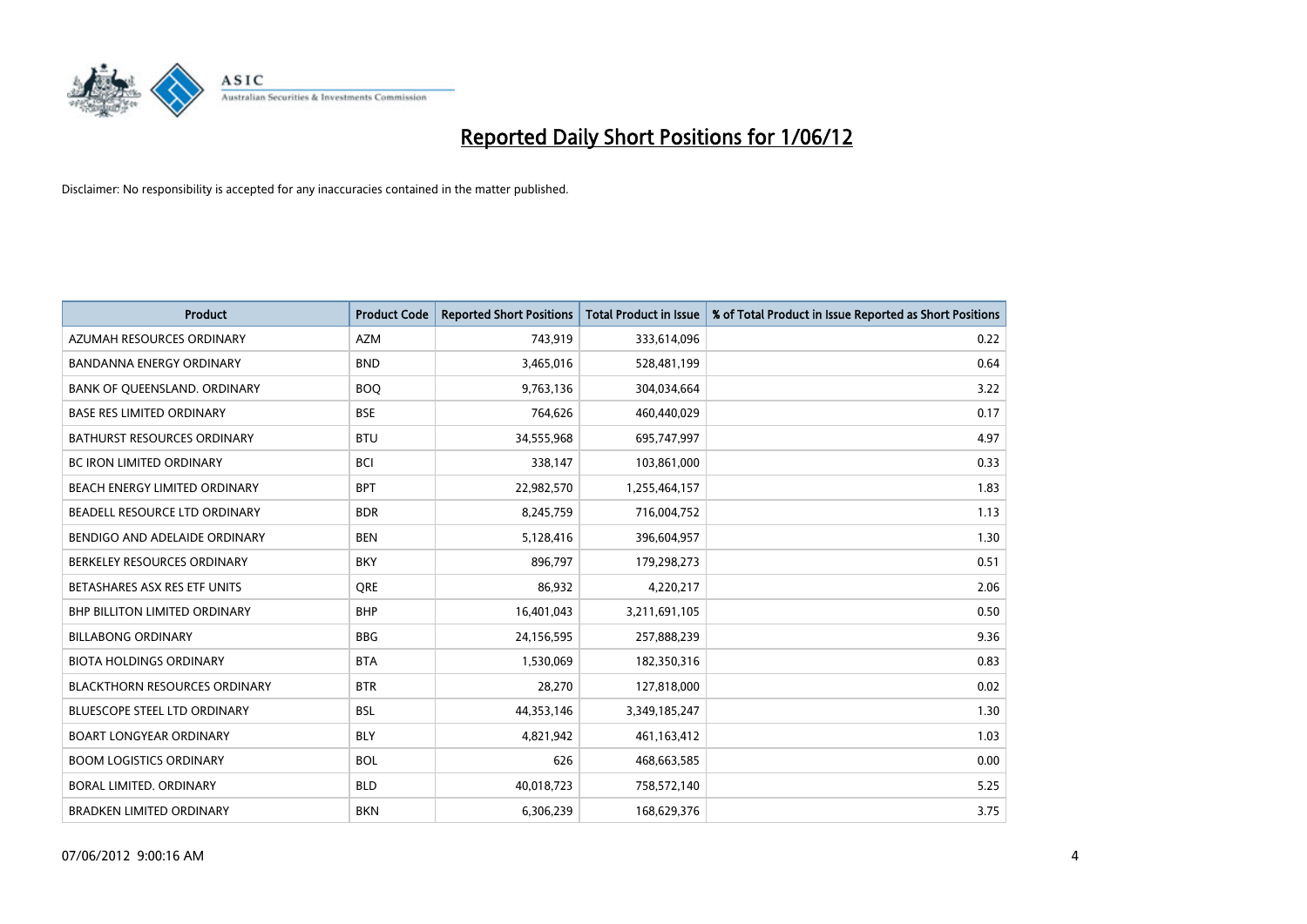# Reported Daily Short Positions for 1/06/12

Disclaimer: No responsibility is accepted for any inaccuracies contained in the matter published.

| Product | Product Code | Reported Short Positions | Total Product in Issue | % of Total Product in Issue Reported as Short Positions |
|---|---|---|---|---|
| AZUMAH RESOURCES ORDINARY | AZM | 743,919 | 333,614,096 | 0.22 |
| BANDANNA ENERGY ORDINARY | BND | 3,465,016 | 528,481,199 | 0.64 |
| BANK OF QUEENSLAND. ORDINARY | BOQ | 9,763,136 | 304,034,664 | 3.22 |
| BASE RES LIMITED ORDINARY | BSE | 764,626 | 460,440,029 | 0.17 |
| BATHURST RESOURCES ORDINARY | BTU | 34,555,968 | 695,747,997 | 4.97 |
| BC IRON LIMITED ORDINARY | BCI | 338,147 | 103,861,000 | 0.33 |
| BEACH ENERGY LIMITED ORDINARY | BPT | 22,982,570 | 1,255,464,157 | 1.83 |
| BEADELL RESOURCE LTD ORDINARY | BDR | 8,245,759 | 716,004,752 | 1.13 |
| BENDIGO AND ADELAIDE ORDINARY | BEN | 5,128,416 | 396,604,957 | 1.30 |
| BERKELEY RESOURCES ORDINARY | BKY | 896,797 | 179,298,273 | 0.51 |
| BETASHARES ASX RES ETF UNITS | QRE | 86,932 | 4,220,217 | 2.06 |
| BHP BILLITON LIMITED ORDINARY | BHP | 16,401,043 | 3,211,691,105 | 0.50 |
| BILLABONG ORDINARY | BBG | 24,156,595 | 257,888,239 | 9.36 |
| BIOTA HOLDINGS ORDINARY | BTA | 1,530,069 | 182,350,316 | 0.83 |
| BLACKTHORN RESOURCES ORDINARY | BTR | 28,270 | 127,818,000 | 0.02 |
| BLUESCOPE STEEL LTD ORDINARY | BSL | 44,353,146 | 3,349,185,247 | 1.30 |
| BOART LONGYEAR ORDINARY | BLY | 4,821,942 | 461,163,412 | 1.03 |
| BOOM LOGISTICS ORDINARY | BOL | 626 | 468,663,585 | 0.00 |
| BORAL LIMITED. ORDINARY | BLD | 40,018,723 | 758,572,140 | 5.25 |
| BRADKEN LIMITED ORDINARY | BKN | 6,306,239 | 168,629,376 | 3.75 |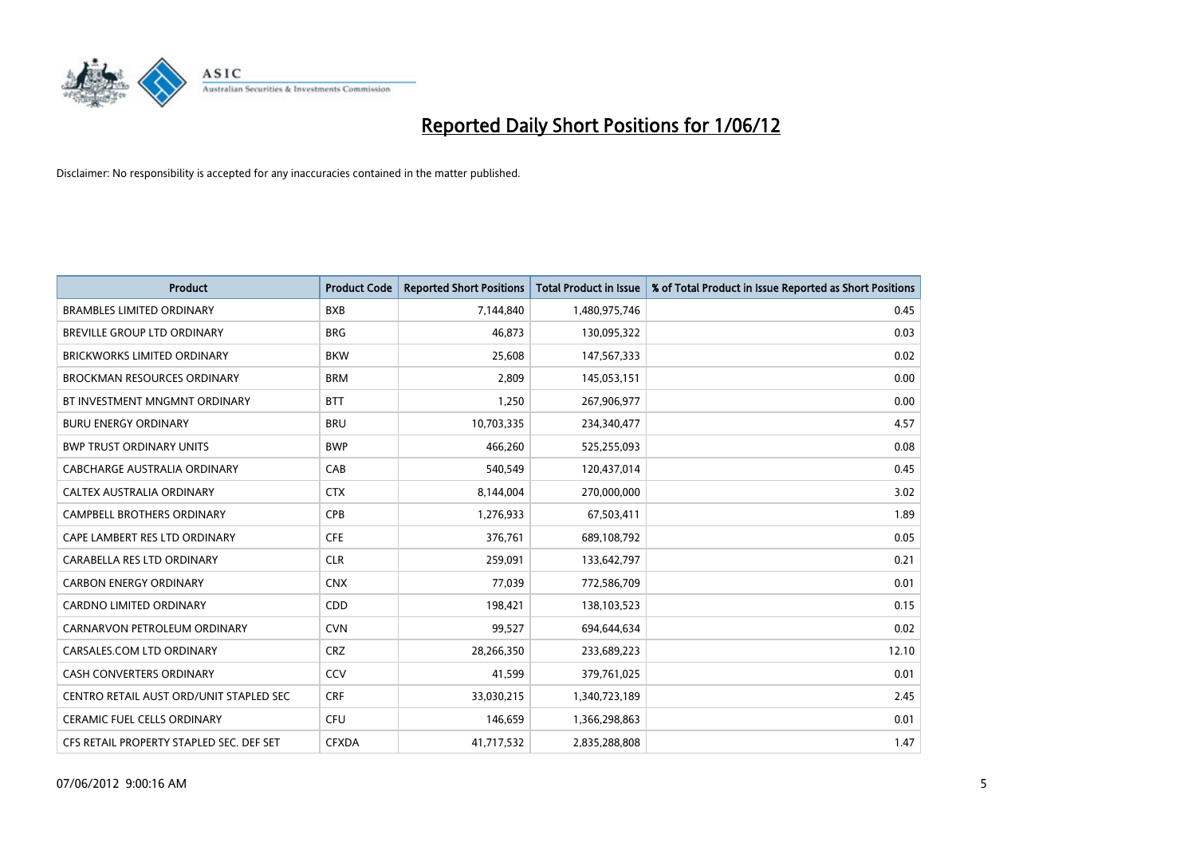# Reported Daily Short Positions for 1/06/12

Disclaimer: No responsibility is accepted for any inaccuracies contained in the matter published.

| Product | Product Code | Reported Short Positions | Total Product in Issue | % of Total Product in Issue Reported as Short Positions |
|---|---|---|---|---|
| BRAMBLES LIMITED ORDINARY | BXB | 7,144,840 | 1,480,975,746 | 0.45 |
| BREVILLE GROUP LTD ORDINARY | BRG | 46,873 | 130,095,322 | 0.03 |
| BRICKWORKS LIMITED ORDINARY | BKW | 25,608 | 147,567,333 | 0.02 |
| BROCKMAN RESOURCES ORDINARY | BRM | 2,809 | 145,053,151 | 0.00 |
| BT INVESTMENT MNGMNT ORDINARY | BTT | 1,250 | 267,906,977 | 0.00 |
| BURU ENERGY ORDINARY | BRU | 10,703,335 | 234,340,477 | 4.57 |
| BWP TRUST ORDINARY UNITS | BWP | 466,260 | 525,255,093 | 0.08 |
| CABCHARGE AUSTRALIA ORDINARY | CAB | 540,549 | 120,437,014 | 0.45 |
| CALTEX AUSTRALIA ORDINARY | CTX | 8,144,004 | 270,000,000 | 3.02 |
| CAMPBELL BROTHERS ORDINARY | CPB | 1,276,933 | 67,503,411 | 1.89 |
| CAPE LAMBERT RES LTD ORDINARY | CFE | 376,761 | 689,108,792 | 0.05 |
| CARABELLA RES LTD ORDINARY | CLR | 259,091 | 133,642,797 | 0.21 |
| CARBON ENERGY ORDINARY | CNX | 77,039 | 772,586,709 | 0.01 |
| CARDNO LIMITED ORDINARY | CDD | 198,421 | 138,103,523 | 0.15 |
| CARNARVON PETROLEUM ORDINARY | CVN | 99,527 | 694,644,634 | 0.02 |
| CARSALES.COM LTD ORDINARY | CRZ | 28,266,350 | 233,689,223 | 12.10 |
| CASH CONVERTERS ORDINARY | CCV | 41,599 | 379,761,025 | 0.01 |
| CENTRO RETAIL AUST ORD/UNIT STAPLED SEC | CRF | 33,030,215 | 1,340,723,189 | 2.45 |
| CERAMIC FUEL CELLS ORDINARY | CFU | 146,659 | 1,366,298,863 | 0.01 |
| CFS RETAIL PROPERTY STAPLED SEC. DEF SET | CFXDA | 41,717,532 | 2,835,288,808 | 1.47 |

07/06/2012 9:00:16 AM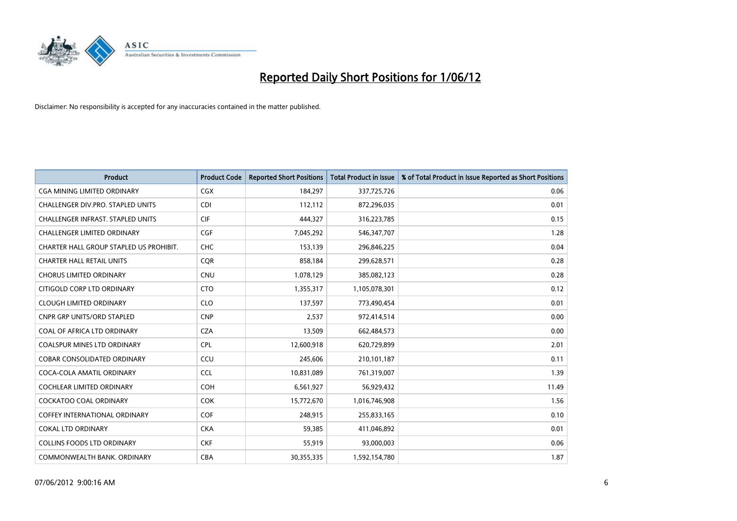# Reported Daily Short Positions for 1/06/12

Disclaimer: No responsibility is accepted for any inaccuracies contained in the matter published.

| Product | Product Code | Reported Short Positions | Total Product in Issue | % of Total Product in Issue Reported as Short Positions |
|---|---|---|---|---|
| CGA MINING LIMITED ORDINARY | CGX | 184,297 | 337,725,726 | 0.06 |
| CHALLENGER DIV.PRO. STAPLED UNITS | CDI | 112,112 | 872,296,035 | 0.01 |
| CHALLENGER INFRAST. STAPLED UNITS | CIF | 444,327 | 316,223,785 | 0.15 |
| CHALLENGER LIMITED ORDINARY | CGF | 7,045,292 | 546,347,707 | 1.28 |
| CHARTER HALL GROUP STAPLED US PROHIBIT. | CHC | 153,139 | 296,846,225 | 0.04 |
| CHARTER HALL RETAIL UNITS | CQR | 858,184 | 299,628,571 | 0.28 |
| CHORUS LIMITED ORDINARY | CNU | 1,078,129 | 385,082,123 | 0.28 |
| CITIGOLD CORP LTD ORDINARY | CTO | 1,355,317 | 1,105,078,301 | 0.12 |
| CLOUGH LIMITED ORDINARY | CLO | 137,597 | 773,490,454 | 0.01 |
| CNPR GRP UNITS/ORD STAPLED | CNP | 2,537 | 972,414,514 | 0.00 |
| COAL OF AFRICA LTD ORDINARY | CZA | 13,509 | 662,484,573 | 0.00 |
| COALSPUR MINES LTD ORDINARY | CPL | 12,600,918 | 620,729,899 | 2.01 |
| COBAR CONSOLIDATED ORDINARY | CCU | 245,606 | 210,101,187 | 0.11 |
| COCA-COLA AMATIL ORDINARY | CCL | 10,831,089 | 761,319,007 | 1.39 |
| COCHLEAR LIMITED ORDINARY | COH | 6,561,927 | 56,929,432 | 11.49 |
| COCKATOO COAL ORDINARY | COK | 15,772,670 | 1,016,746,908 | 1.56 |
| COFFEY INTERNATIONAL ORDINARY | COF | 248,915 | 255,833,165 | 0.10 |
| COKAL LTD ORDINARY | CKA | 59,385 | 411,046,892 | 0.01 |
| COLLINS FOODS LTD ORDINARY | CKF | 55,919 | 93,000,003 | 0.06 |
| COMMONWEALTH BANK. ORDINARY | CBA | 30,355,335 | 1,592,154,780 | 1.87 |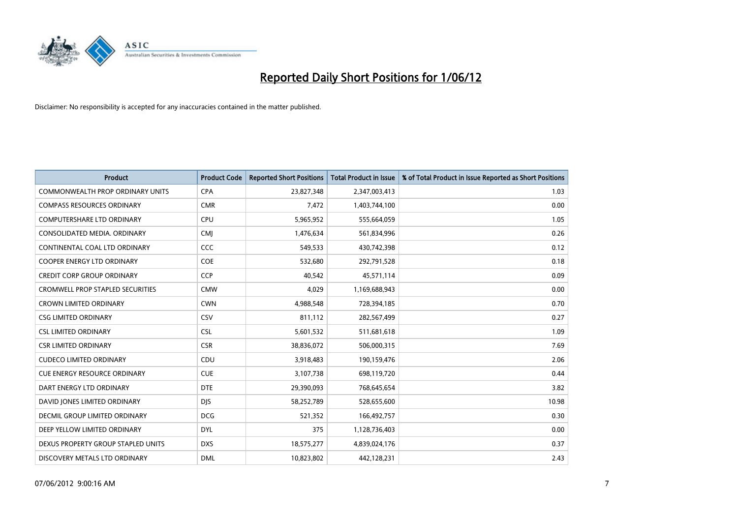# Reported Daily Short Positions for 1/06/12

Disclaimer: No responsibility is accepted for any inaccuracies contained in the matter published.

| Product | Product Code | Reported Short Positions | Total Product in Issue | % of Total Product in Issue Reported as Short Positions |
|---|---|---|---|---|
| COMMONWEALTH PROP ORDINARY UNITS | CPA | 23,827,348 | 2,347,003,413 | 1.03 |
| COMPASS RESOURCES ORDINARY | CMR | 7,472 | 1,403,744,100 | 0.00 |
| COMPUTERSHARE LTD ORDINARY | CPU | 5,965,952 | 555,664,059 | 1.05 |
| CONSOLIDATED MEDIA. ORDINARY | CMJ | 1,476,634 | 561,834,996 | 0.26 |
| CONTINENTAL COAL LTD ORDINARY | CCC | 549,533 | 430,742,398 | 0.12 |
| COOPER ENERGY LTD ORDINARY | COE | 532,680 | 292,791,528 | 0.18 |
| CREDIT CORP GROUP ORDINARY | CCP | 40,542 | 45,571,114 | 0.09 |
| CROMWELL PROP STAPLED SECURITIES | CMW | 4,029 | 1,169,688,943 | 0.00 |
| CROWN LIMITED ORDINARY | CWN | 4,988,548 | 728,394,185 | 0.70 |
| CSG LIMITED ORDINARY | CSV | 811,112 | 282,567,499 | 0.27 |
| CSL LIMITED ORDINARY | CSL | 5,601,532 | 511,681,618 | 1.09 |
| CSR LIMITED ORDINARY | CSR | 38,836,072 | 506,000,315 | 7.69 |
| CUDECO LIMITED ORDINARY | CDU | 3,918,483 | 190,159,476 | 2.06 |
| CUE ENERGY RESOURCE ORDINARY | CUE | 3,107,738 | 698,119,720 | 0.44 |
| DART ENERGY LTD ORDINARY | DTE | 29,390,093 | 768,645,654 | 3.82 |
| DAVID JONES LIMITED ORDINARY | DJS | 58,252,789 | 528,655,600 | 10.98 |
| DECMIL GROUP LIMITED ORDINARY | DCG | 521,352 | 166,492,757 | 0.30 |
| DEEP YELLOW LIMITED ORDINARY | DYL | 375 | 1,128,736,403 | 0.00 |
| DEXUS PROPERTY GROUP STAPLED UNITS | DXS | 18,575,277 | 4,839,024,176 | 0.37 |
| DISCOVERY METALS LTD ORDINARY | DML | 10,823,802 | 442,128,231 | 2.43 |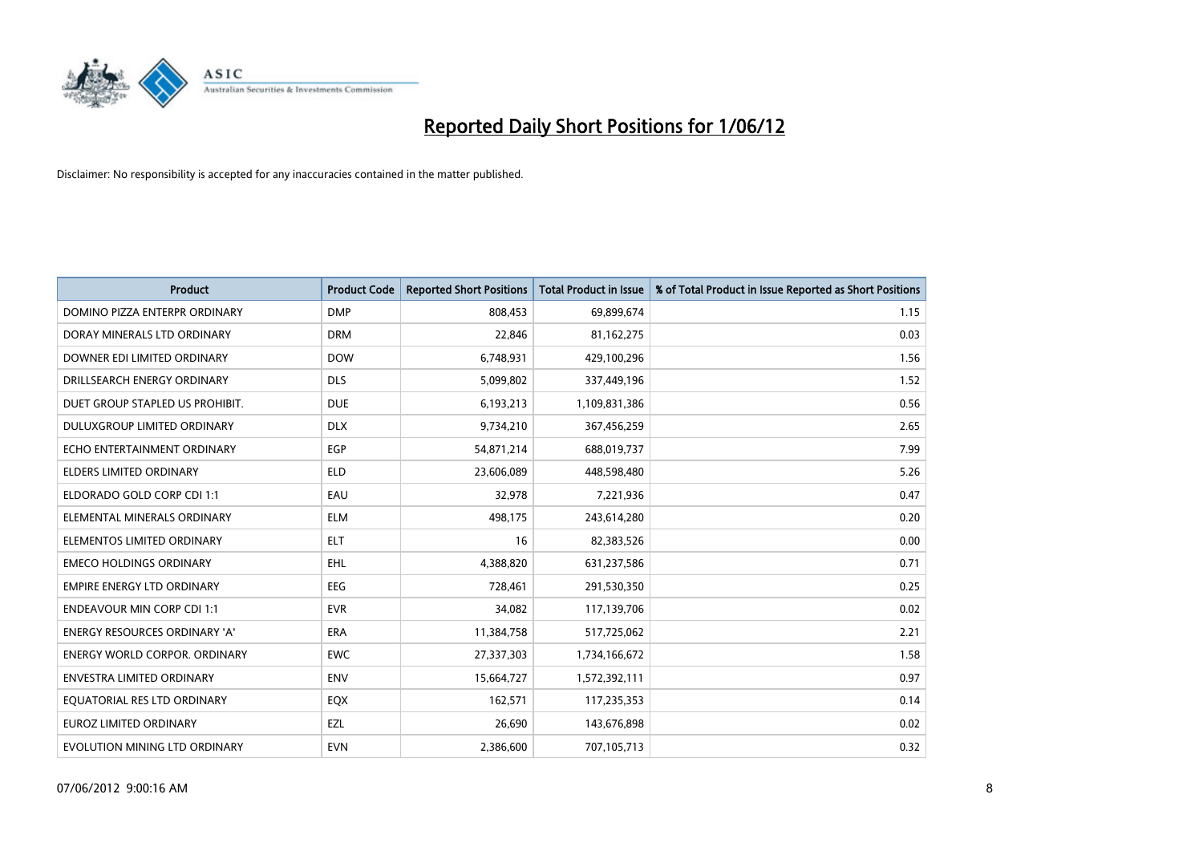# Reported Daily Short Positions for 1/06/12

Disclaimer: No responsibility is accepted for any inaccuracies contained in the matter published.

| Product | Product Code | Reported Short Positions | Total Product in Issue | % of Total Product in Issue Reported as Short Positions |
|---|---|---|---|---|
| DOMINO PIZZA ENTERPR ORDINARY | DMP | 808,453 | 69,899,674 | 1.15 |
| DORAY MINERALS LTD ORDINARY | DRM | 22,846 | 81,162,275 | 0.03 |
| DOWNER EDI LIMITED ORDINARY | DOW | 6,748,931 | 429,100,296 | 1.56 |
| DRILLSEARCH ENERGY ORDINARY | DLS | 5,099,802 | 337,449,196 | 1.52 |
| DUET GROUP STAPLED US PROHIBIT. | DUE | 6,193,213 | 1,109,831,386 | 0.56 |
| DULUXGROUP LIMITED ORDINARY | DLX | 9,734,210 | 367,456,259 | 2.65 |
| ECHO ENTERTAINMENT ORDINARY | EGP | 54,871,214 | 688,019,737 | 7.99 |
| ELDERS LIMITED ORDINARY | ELD | 23,606,089 | 448,598,480 | 5.26 |
| ELDORADO GOLD CORP CDI 1:1 | EAU | 32,978 | 7,221,936 | 0.47 |
| ELEMENTAL MINERALS ORDINARY | ELM | 498,175 | 243,614,280 | 0.20 |
| ELEMENTOS LIMITED ORDINARY | ELT | 16 | 82,383,526 | 0.00 |
| EMECO HOLDINGS ORDINARY | EHL | 4,388,820 | 631,237,586 | 0.71 |
| EMPIRE ENERGY LTD ORDINARY | EEG | 728,461 | 291,530,350 | 0.25 |
| ENDEAVOUR MIN CORP CDI 1:1 | EVR | 34,082 | 117,139,706 | 0.02 |
| ENERGY RESOURCES ORDINARY 'A' | ERA | 11,384,758 | 517,725,062 | 2.21 |
| ENERGY WORLD CORPOR. ORDINARY | EWC | 27,337,303 | 1,734,166,672 | 1.58 |
| ENVESTRA LIMITED ORDINARY | ENV | 15,664,727 | 1,572,392,111 | 0.97 |
| EQUATORIAL RES LTD ORDINARY | EQX | 162,571 | 117,235,353 | 0.14 |
| EUROZ LIMITED ORDINARY | EZL | 26,690 | 143,676,898 | 0.02 |
| EVOLUTION MINING LTD ORDINARY | EVN | 2,386,600 | 707,105,713 | 0.32 |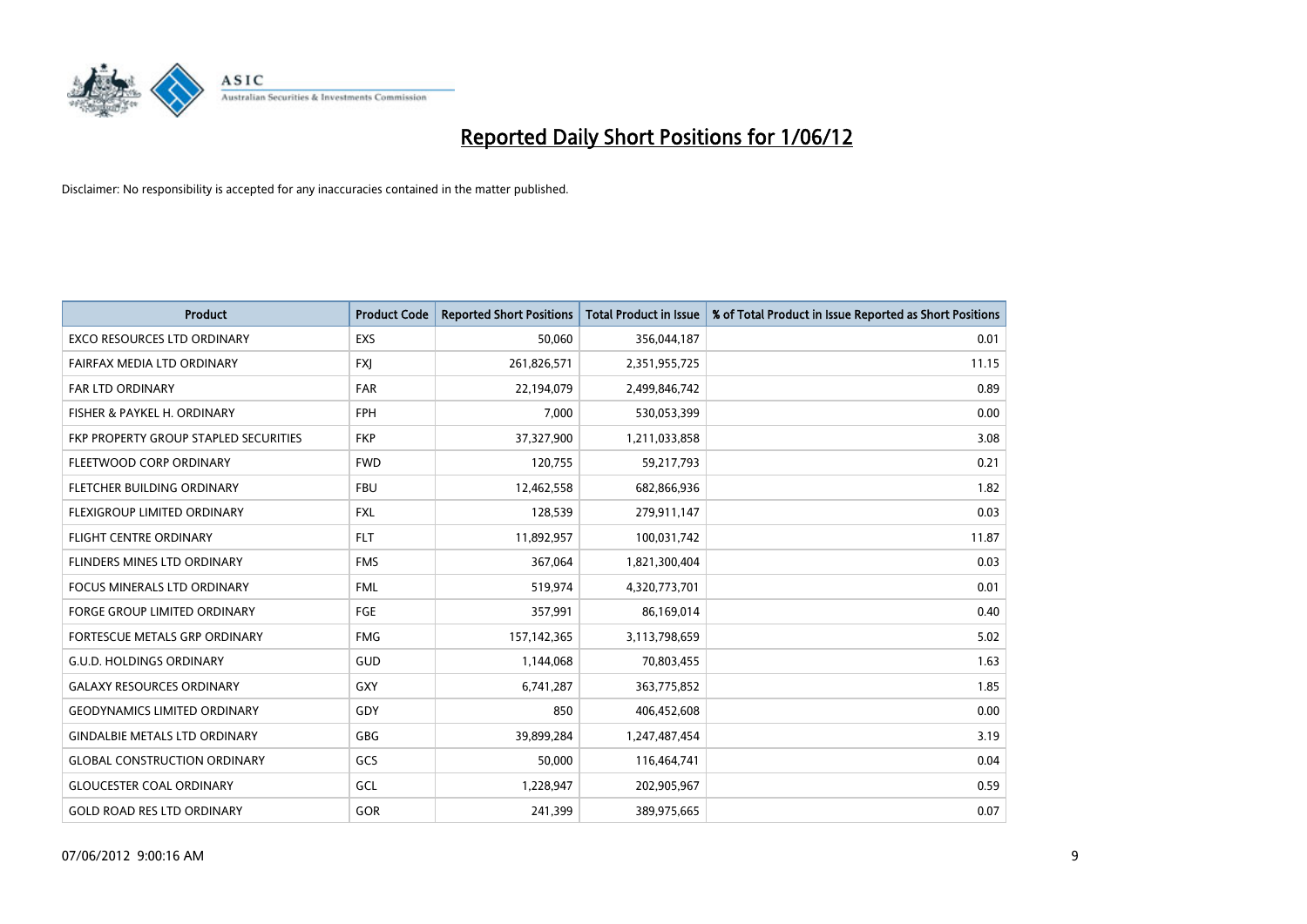# Reported Daily Short Positions for 1/06/12

Disclaimer: No responsibility is accepted for any inaccuracies contained in the matter published.

| Product | Product Code | Reported Short Positions | Total Product in Issue | % of Total Product in Issue Reported as Short Positions |
|---|---|---|---|---|
| EXCO RESOURCES LTD ORDINARY | EXS | 50,060 | 356,044,187 | 0.01 |
| FAIRFAX MEDIA LTD ORDINARY | FXJ | 261,826,571 | 2,351,955,725 | 11.15 |
| FAR LTD ORDINARY | FAR | 22,194,079 | 2,499,846,742 | 0.89 |
| FISHER & PAYKEL H. ORDINARY | FPH | 7,000 | 530,053,399 | 0.00 |
| FKP PROPERTY GROUP STAPLED SECURITIES | FKP | 37,327,900 | 1,211,033,858 | 3.08 |
| FLEETWOOD CORP ORDINARY | FWD | 120,755 | 59,217,793 | 0.21 |
| FLETCHER BUILDING ORDINARY | FBU | 12,462,558 | 682,866,936 | 1.82 |
| FLEXIGROUP LIMITED ORDINARY | FXL | 128,539 | 279,911,147 | 0.03 |
| FLIGHT CENTRE ORDINARY | FLT | 11,892,957 | 100,031,742 | 11.87 |
| FLINDERS MINES LTD ORDINARY | FMS | 367,064 | 1,821,300,404 | 0.03 |
| FOCUS MINERALS LTD ORDINARY | FML | 519,974 | 4,320,773,701 | 0.01 |
| FORGE GROUP LIMITED ORDINARY | FGE | 357,991 | 86,169,014 | 0.40 |
| FORTESCUE METALS GRP ORDINARY | FMG | 157,142,365 | 3,113,798,659 | 5.02 |
| G.U.D. HOLDINGS ORDINARY | GUD | 1,144,068 | 70,803,455 | 1.63 |
| GALAXY RESOURCES ORDINARY | GXY | 6,741,287 | 363,775,852 | 1.85 |
| GEODYNAMICS LIMITED ORDINARY | GDY | 850 | 406,452,608 | 0.00 |
| GINDALBIE METALS LTD ORDINARY | GBG | 39,899,284 | 1,247,487,454 | 3.19 |
| GLOBAL CONSTRUCTION ORDINARY | GCS | 50,000 | 116,464,741 | 0.04 |
| GLOUCESTER COAL ORDINARY | GCL | 1,228,947 | 202,905,967 | 0.59 |
| GOLD ROAD RES LTD ORDINARY | GOR | 241,399 | 389,975,665 | 0.07 |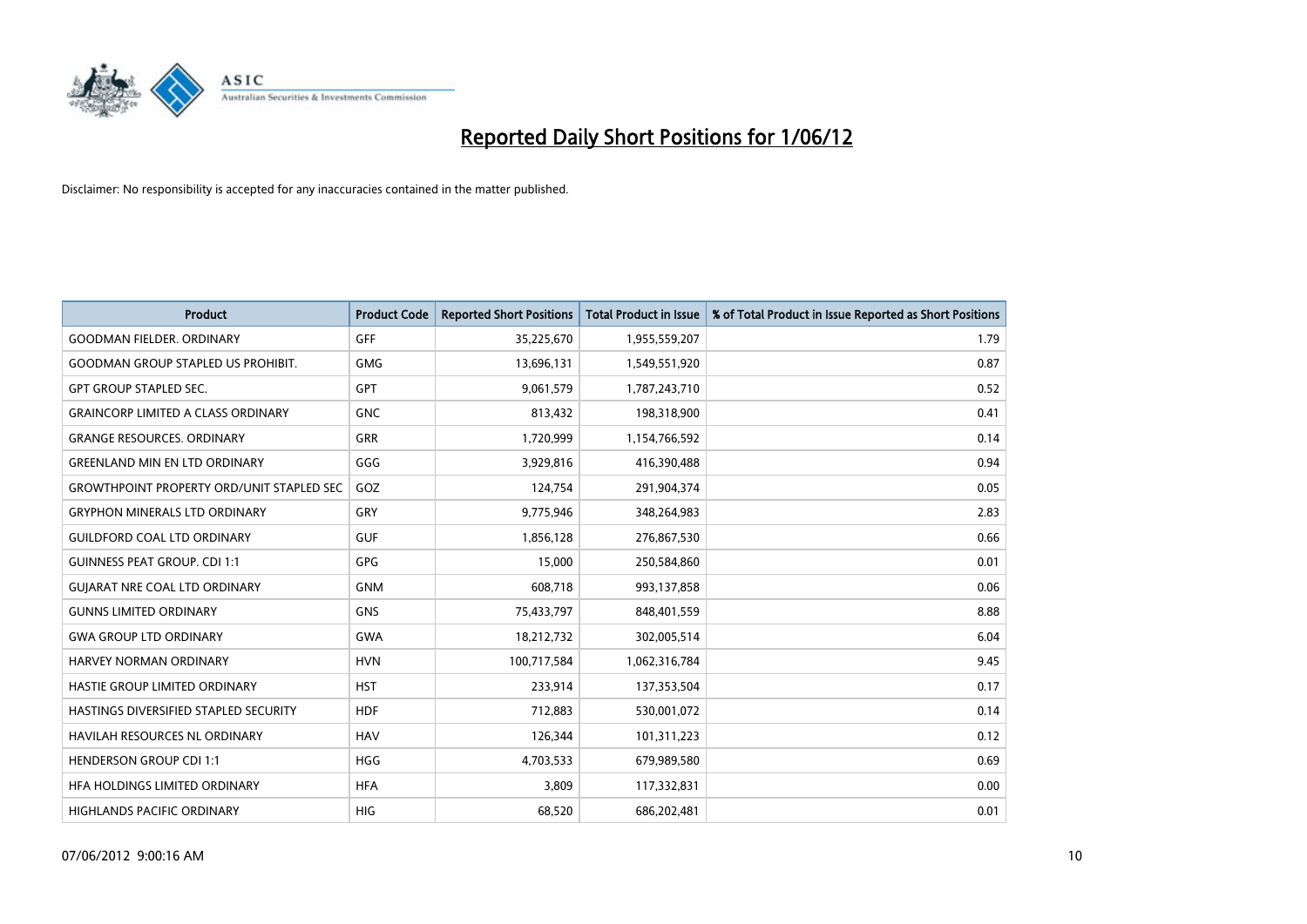# Reported Daily Short Positions for 1/06/12

Disclaimer: No responsibility is accepted for any inaccuracies contained in the matter published.

| Product | Product Code | Reported Short Positions | Total Product in Issue | % of Total Product in Issue Reported as Short Positions |
|---|---|---|---|---|
| GOODMAN FIELDER. ORDINARY | GFF | 35,225,670 | 1,955,559,207 | 1.79 |
| GOODMAN GROUP STAPLED US PROHIBIT. | GMG | 13,696,131 | 1,549,551,920 | 0.87 |
| GPT GROUP STAPLED SEC. | GPT | 9,061,579 | 1,787,243,710 | 0.52 |
| GRAINCORP LIMITED A CLASS ORDINARY | GNC | 813,432 | 198,318,900 | 0.41 |
| GRANGE RESOURCES. ORDINARY | GRR | 1,720,999 | 1,154,766,592 | 0.14 |
| GREENLAND MIN EN LTD ORDINARY | GGG | 3,929,816 | 416,390,488 | 0.94 |
| GROWTHPOINT PROPERTY ORD/UNIT STAPLED SEC | GOZ | 124,754 | 291,904,374 | 0.05 |
| GRYPHON MINERALS LTD ORDINARY | GRY | 9,775,946 | 348,264,983 | 2.83 |
| GUILDFORD COAL LTD ORDINARY | GUF | 1,856,128 | 276,867,530 | 0.66 |
| GUINNESS PEAT GROUP. CDI 1:1 | GPG | 15,000 | 250,584,860 | 0.01 |
| GUJARAT NRE COAL LTD ORDINARY | GNM | 608,718 | 993,137,858 | 0.06 |
| GUNNS LIMITED ORDINARY | GNS | 75,433,797 | 848,401,559 | 8.88 |
| GWA GROUP LTD ORDINARY | GWA | 18,212,732 | 302,005,514 | 6.04 |
| HARVEY NORMAN ORDINARY | HVN | 100,717,584 | 1,062,316,784 | 9.45 |
| HASTIE GROUP LIMITED ORDINARY | HST | 233,914 | 137,353,504 | 0.17 |
| HASTINGS DIVERSIFIED STAPLED SECURITY | HDF | 712,883 | 530,001,072 | 0.14 |
| HAVILAH RESOURCES NL ORDINARY | HAV | 126,344 | 101,311,223 | 0.12 |
| HENDERSON GROUP CDI 1:1 | HGG | 4,703,533 | 679,989,580 | 0.69 |
| HFA HOLDINGS LIMITED ORDINARY | HFA | 3,809 | 117,332,831 | 0.00 |
| HIGHLANDS PACIFIC ORDINARY | HIG | 68,520 | 686,202,481 | 0.01 |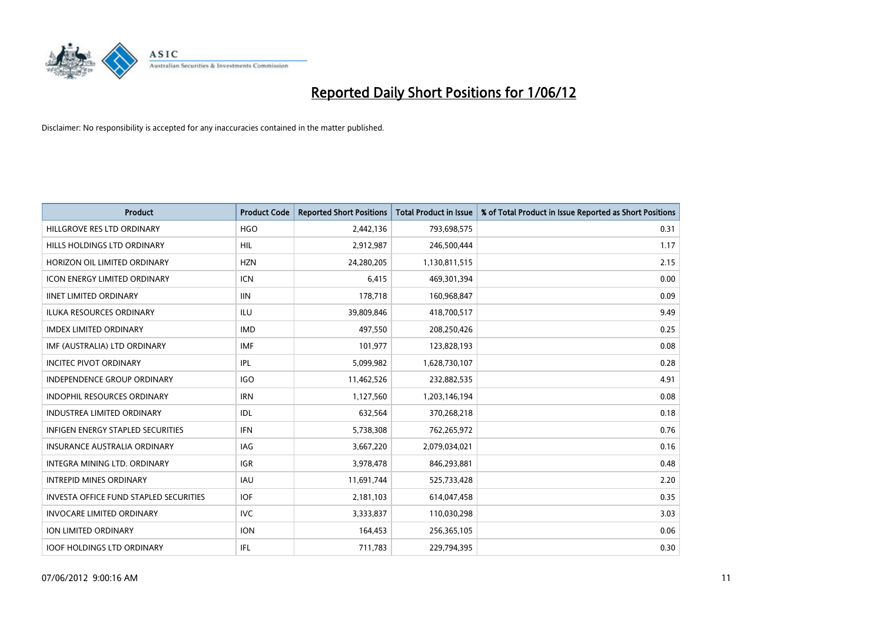# Reported Daily Short Positions for 1/06/12

Disclaimer: No responsibility is accepted for any inaccuracies contained in the matter published.

| Product | Product Code | Reported Short Positions | Total Product in Issue | % of Total Product in Issue Reported as Short Positions |
|---|---|---|---|---|
| HILLGROVE RES LTD ORDINARY | HGO | 2,442,136 | 793,698,575 | 0.31 |
| HILLS HOLDINGS LTD ORDINARY | HIL | 2,912,987 | 246,500,444 | 1.17 |
| HORIZON OIL LIMITED ORDINARY | HZN | 24,280,205 | 1,130,811,515 | 2.15 |
| ICON ENERGY LIMITED ORDINARY | ICN | 6,415 | 469,301,394 | 0.00 |
| IINET LIMITED ORDINARY | IIN | 178,718 | 160,968,847 | 0.09 |
| ILUKA RESOURCES ORDINARY | ILU | 39,809,846 | 418,700,517 | 9.49 |
| IMDEX LIMITED ORDINARY | IMD | 497,550 | 208,250,426 | 0.25 |
| IMF (AUSTRALIA) LTD ORDINARY | IMF | 101,977 | 123,828,193 | 0.08 |
| INCITEC PIVOT ORDINARY | IPL | 5,099,982 | 1,628,730,107 | 0.28 |
| INDEPENDENCE GROUP ORDINARY | IGO | 11,462,526 | 232,882,535 | 4.91 |
| INDOPHIL RESOURCES ORDINARY | IRN | 1,127,560 | 1,203,146,194 | 0.08 |
| INDUSTREA LIMITED ORDINARY | IDL | 632,564 | 370,268,218 | 0.18 |
| INFIGEN ENERGY STAPLED SECURITIES | IFN | 5,738,308 | 762,265,972 | 0.76 |
| INSURANCE AUSTRALIA ORDINARY | IAG | 3,667,220 | 2,079,034,021 | 0.16 |
| INTEGRA MINING LTD. ORDINARY | IGR | 3,978,478 | 846,293,881 | 0.48 |
| INTREPID MINES ORDINARY | IAU | 11,691,744 | 525,733,428 | 2.20 |
| INVESTA OFFICE FUND STAPLED SECURITIES | IOF | 2,181,103 | 614,047,458 | 0.35 |
| INVOCARE LIMITED ORDINARY | IVC | 3,333,837 | 110,030,298 | 3.03 |
| ION LIMITED ORDINARY | ION | 164,453 | 256,365,105 | 0.06 |
| IOOF HOLDINGS LTD ORDINARY | IFL | 711,783 | 229,794,395 | 0.30 |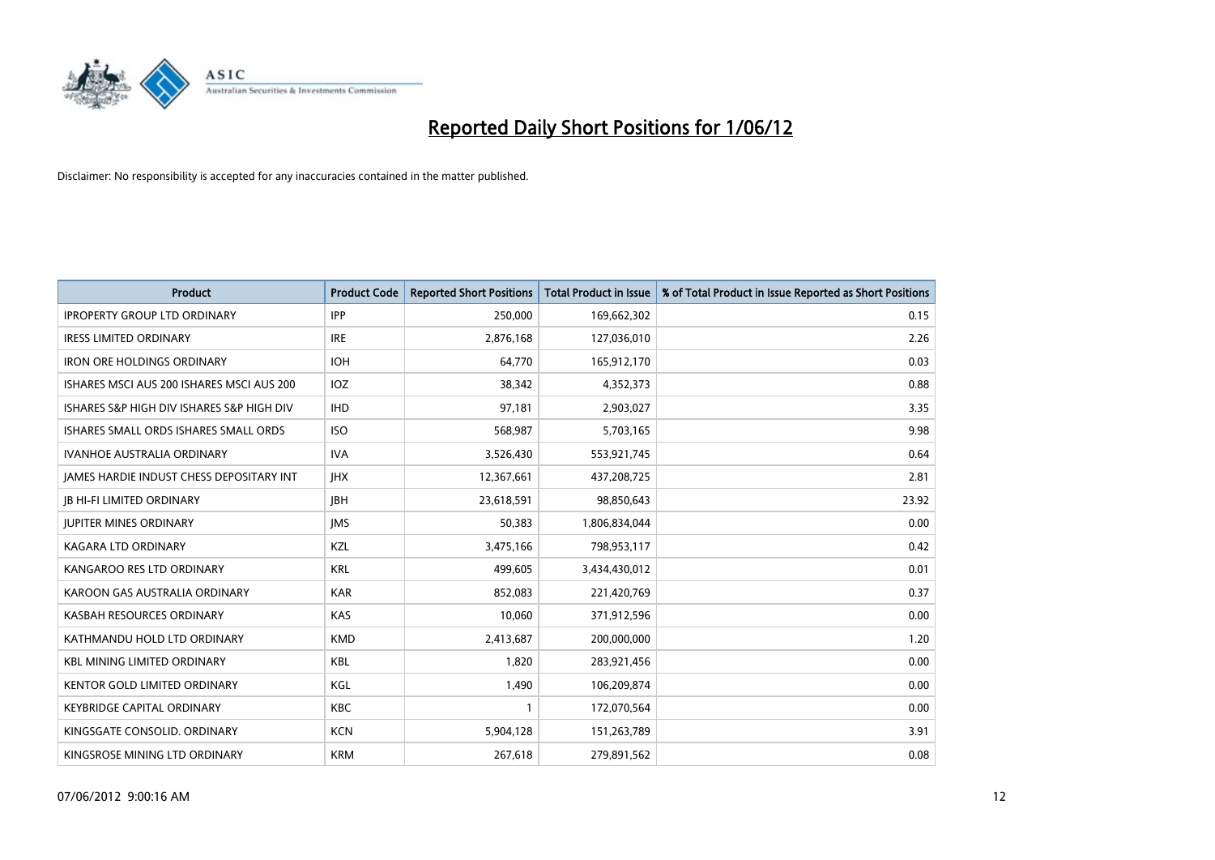# Reported Daily Short Positions for 1/06/12

Disclaimer: No responsibility is accepted for any inaccuracies contained in the matter published.

| Product | Product Code | Reported Short Positions | Total Product in Issue | % of Total Product in Issue Reported as Short Positions |
|---|---|---|---|---|
| IPROPERTY GROUP LTD ORDINARY | IPP | 250,000 | 169,662,302 | 0.15 |
| IRESS LIMITED ORDINARY | IRE | 2,876,168 | 127,036,010 | 2.26 |
| IRON ORE HOLDINGS ORDINARY | IOH | 64,770 | 165,912,170 | 0.03 |
| ISHARES MSCI AUS 200 ISHARES MSCI AUS 200 | IOZ | 38,342 | 4,352,373 | 0.88 |
| ISHARES S&P HIGH DIV ISHARES S&P HIGH DIV | IHD | 97,181 | 2,903,027 | 3.35 |
| ISHARES SMALL ORDS ISHARES SMALL ORDS | ISO | 568,987 | 5,703,165 | 9.98 |
| IVANHOE AUSTRALIA ORDINARY | IVA | 3,526,430 | 553,921,745 | 0.64 |
| JAMES HARDIE INDUST CHESS DEPOSITARY INT | JHX | 12,367,661 | 437,208,725 | 2.81 |
| JB HI-FI LIMITED ORDINARY | JBH | 23,618,591 | 98,850,643 | 23.92 |
| JUPITER MINES ORDINARY | JMS | 50,383 | 1,806,834,044 | 0.00 |
| KAGARA LTD ORDINARY | KZL | 3,475,166 | 798,953,117 | 0.42 |
| KANGAROO RES LTD ORDINARY | KRL | 499,605 | 3,434,430,012 | 0.01 |
| KAROON GAS AUSTRALIA ORDINARY | KAR | 852,083 | 221,420,769 | 0.37 |
| KASBAH RESOURCES ORDINARY | KAS | 10,060 | 371,912,596 | 0.00 |
| KATHMANDU HOLD LTD ORDINARY | KMD | 2,413,687 | 200,000,000 | 1.20 |
| KBL MINING LIMITED ORDINARY | KBL | 1,820 | 283,921,456 | 0.00 |
| KENTOR GOLD LIMITED ORDINARY | KGL | 1,490 | 106,209,874 | 0.00 |
| KEYBRIDGE CAPITAL ORDINARY | KBC | 1 | 172,070,564 | 0.00 |
| KINGSGATE CONSOLID. ORDINARY | KCN | 5,904,128 | 151,263,789 | 3.91 |
| KINGSROSE MINING LTD ORDINARY | KRM | 267,618 | 279,891,562 | 0.08 |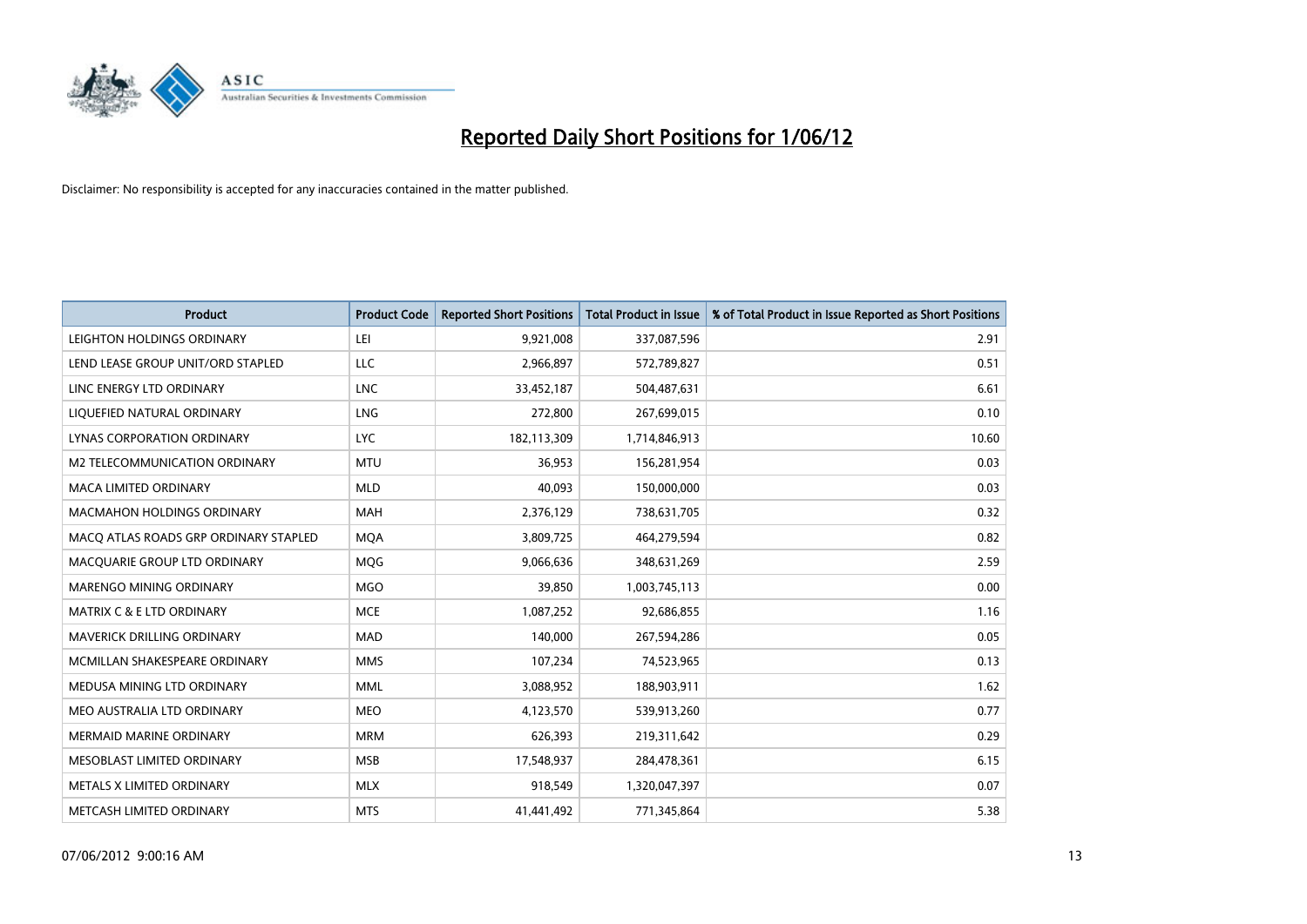# Reported Daily Short Positions for 1/06/12

Disclaimer: No responsibility is accepted for any inaccuracies contained in the matter published.

| Product | Product Code | Reported Short Positions | Total Product in Issue | % of Total Product in Issue Reported as Short Positions |
|---|---|---|---|---|
| LEIGHTON HOLDINGS ORDINARY | LEI | 9,921,008 | 337,087,596 | 2.91 |
| LEND LEASE GROUP UNIT/ORD STAPLED | LLC | 2,966,897 | 572,789,827 | 0.51 |
| LINC ENERGY LTD ORDINARY | LNC | 33,452,187 | 504,487,631 | 6.61 |
| LIQUEFIED NATURAL ORDINARY | LNG | 272,800 | 267,699,015 | 0.10 |
| LYNAS CORPORATION ORDINARY | LYC | 182,113,309 | 1,714,846,913 | 10.60 |
| M2 TELECOMMUNICATION ORDINARY | MTU | 36,953 | 156,281,954 | 0.03 |
| MACA LIMITED ORDINARY | MLD | 40,093 | 150,000,000 | 0.03 |
| MACMAHON HOLDINGS ORDINARY | MAH | 2,376,129 | 738,631,705 | 0.32 |
| MACQ ATLAS ROADS GRP ORDINARY STAPLED | MQA | 3,809,725 | 464,279,594 | 0.82 |
| MACQUARIE GROUP LTD ORDINARY | MQG | 9,066,636 | 348,631,269 | 2.59 |
| MARENGO MINING ORDINARY | MGO | 39,850 | 1,003,745,113 | 0.00 |
| MATRIX C & E LTD ORDINARY | MCE | 1,087,252 | 92,686,855 | 1.16 |
| MAVERICK DRILLING ORDINARY | MAD | 140,000 | 267,594,286 | 0.05 |
| MCMILLAN SHAKESPEARE ORDINARY | MMS | 107,234 | 74,523,965 | 0.13 |
| MEDUSA MINING LTD ORDINARY | MML | 3,088,952 | 188,903,911 | 1.62 |
| MEO AUSTRALIA LTD ORDINARY | MEO | 4,123,570 | 539,913,260 | 0.77 |
| MERMAID MARINE ORDINARY | MRM | 626,393 | 219,311,642 | 0.29 |
| MESOBLAST LIMITED ORDINARY | MSB | 17,548,937 | 284,478,361 | 6.15 |
| METALS X LIMITED ORDINARY | MLX | 918,549 | 1,320,047,397 | 0.07 |
| METCASH LIMITED ORDINARY | MTS | 41,441,492 | 771,345,864 | 5.38 |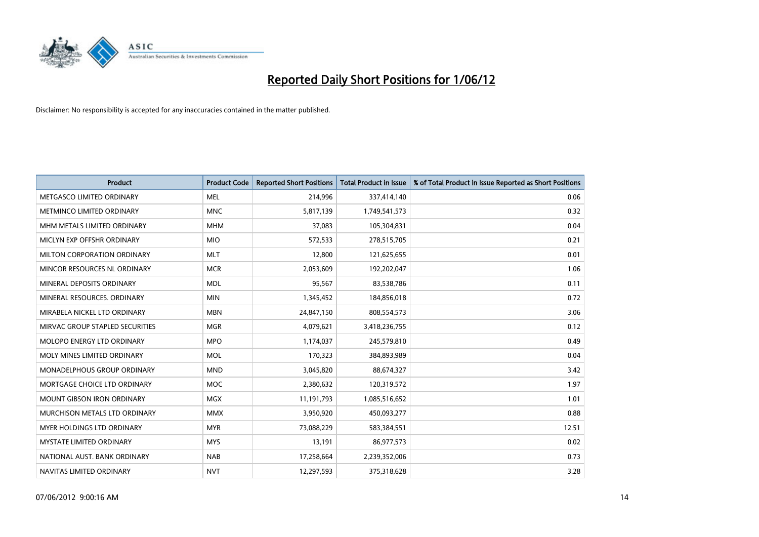# Reported Daily Short Positions for 1/06/12

Disclaimer: No responsibility is accepted for any inaccuracies contained in the matter published.

| Product | Product Code | Reported Short Positions | Total Product in Issue | % of Total Product in Issue Reported as Short Positions |
|---|---|---|---|---|
| METGASCO LIMITED ORDINARY | MEL | 214,996 | 337,414,140 | 0.06 |
| METMINCO LIMITED ORDINARY | MNC | 5,817,139 | 1,749,541,573 | 0.32 |
| MHM METALS LIMITED ORDINARY | MHM | 37,083 | 105,304,831 | 0.04 |
| MICLYN EXP OFFSHR ORDINARY | MIO | 572,533 | 278,515,705 | 0.21 |
| MILTON CORPORATION ORDINARY | MLT | 12,800 | 121,625,655 | 0.01 |
| MINCOR RESOURCES NL ORDINARY | MCR | 2,053,609 | 192,202,047 | 1.06 |
| MINERAL DEPOSITS ORDINARY | MDL | 95,567 | 83,538,786 | 0.11 |
| MINERAL RESOURCES. ORDINARY | MIN | 1,345,452 | 184,856,018 | 0.72 |
| MIRABELA NICKEL LTD ORDINARY | MBN | 24,847,150 | 808,554,573 | 3.06 |
| MIRVAC GROUP STAPLED SECURITIES | MGR | 4,079,621 | 3,418,236,755 | 0.12 |
| MOLOPO ENERGY LTD ORDINARY | MPO | 1,174,037 | 245,579,810 | 0.49 |
| MOLY MINES LIMITED ORDINARY | MOL | 170,323 | 384,893,989 | 0.04 |
| MONADELPHOUS GROUP ORDINARY | MND | 3,045,820 | 88,674,327 | 3.42 |
| MORTGAGE CHOICE LTD ORDINARY | MOC | 2,380,632 | 120,319,572 | 1.97 |
| MOUNT GIBSON IRON ORDINARY | MGX | 11,191,793 | 1,085,516,652 | 1.01 |
| MURCHISON METALS LTD ORDINARY | MMX | 3,950,920 | 450,093,277 | 0.88 |
| MYER HOLDINGS LTD ORDINARY | MYR | 73,088,229 | 583,384,551 | 12.51 |
| MYSTATE LIMITED ORDINARY | MYS | 13,191 | 86,977,573 | 0.02 |
| NATIONAL AUST. BANK ORDINARY | NAB | 17,258,664 | 2,239,352,006 | 0.73 |
| NAVITAS LIMITED ORDINARY | NVT | 12,297,593 | 375,318,628 | 3.28 |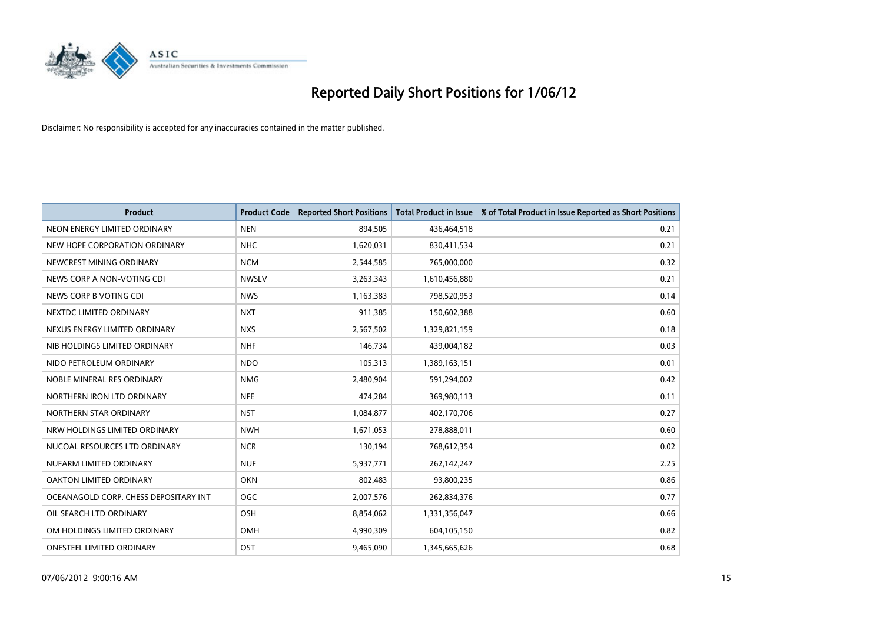# Reported Daily Short Positions for 1/06/12

Disclaimer: No responsibility is accepted for any inaccuracies contained in the matter published.

| Product | Product Code | Reported Short Positions | Total Product in Issue | % of Total Product in Issue Reported as Short Positions |
|---|---|---|---|---|
| NEON ENERGY LIMITED ORDINARY | NEN | 894,505 | 436,464,518 | 0.21 |
| NEW HOPE CORPORATION ORDINARY | NHC | 1,620,031 | 830,411,534 | 0.21 |
| NEWCREST MINING ORDINARY | NCM | 2,544,585 | 765,000,000 | 0.32 |
| NEWS CORP A NON-VOTING CDI | NWSLV | 3,263,343 | 1,610,456,880 | 0.21 |
| NEWS CORP B VOTING CDI | NWS | 1,163,383 | 798,520,953 | 0.14 |
| NEXTDC LIMITED ORDINARY | NXT | 911,385 | 150,602,388 | 0.60 |
| NEXUS ENERGY LIMITED ORDINARY | NXS | 2,567,502 | 1,329,821,159 | 0.18 |
| NIB HOLDINGS LIMITED ORDINARY | NHF | 146,734 | 439,004,182 | 0.03 |
| NIDO PETROLEUM ORDINARY | NDO | 105,313 | 1,389,163,151 | 0.01 |
| NOBLE MINERAL RES ORDINARY | NMG | 2,480,904 | 591,294,002 | 0.42 |
| NORTHERN IRON LTD ORDINARY | NFE | 474,284 | 369,980,113 | 0.11 |
| NORTHERN STAR ORDINARY | NST | 1,084,877 | 402,170,706 | 0.27 |
| NRW HOLDINGS LIMITED ORDINARY | NWH | 1,671,053 | 278,888,011 | 0.60 |
| NUCOAL RESOURCES LTD ORDINARY | NCR | 130,194 | 768,612,354 | 0.02 |
| NUFARM LIMITED ORDINARY | NUF | 5,937,771 | 262,142,247 | 2.25 |
| OAKTON LIMITED ORDINARY | OKN | 802,483 | 93,800,235 | 0.86 |
| OCEANAGOLD CORP. CHESS DEPOSITARY INT | OGC | 2,007,576 | 262,834,376 | 0.77 |
| OIL SEARCH LTD ORDINARY | OSH | 8,854,062 | 1,331,356,047 | 0.66 |
| OM HOLDINGS LIMITED ORDINARY | OMH | 4,990,309 | 604,105,150 | 0.82 |
| ONESTEEL LIMITED ORDINARY | OST | 9,465,090 | 1,345,665,626 | 0.68 |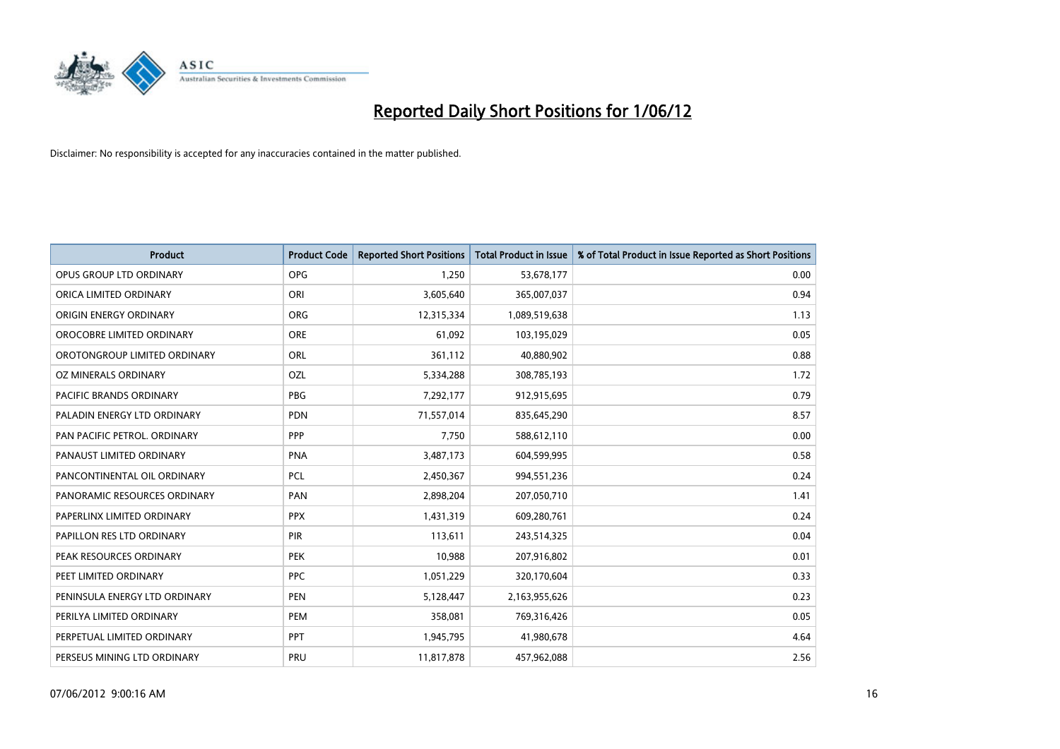# Reported Daily Short Positions for 1/06/12

Disclaimer: No responsibility is accepted for any inaccuracies contained in the matter published.

| Product | Product Code | Reported Short Positions | Total Product in Issue | % of Total Product in Issue Reported as Short Positions |
|---|---|---|---|---|
| OPUS GROUP LTD ORDINARY | OPG | 1,250 | 53,678,177 | 0.00 |
| ORICA LIMITED ORDINARY | ORI | 3,605,640 | 365,007,037 | 0.94 |
| ORIGIN ENERGY ORDINARY | ORG | 12,315,334 | 1,089,519,638 | 1.13 |
| OROCOBRE LIMITED ORDINARY | ORE | 61,092 | 103,195,029 | 0.05 |
| OROTONGROUP LIMITED ORDINARY | ORL | 361,112 | 40,880,902 | 0.88 |
| OZ MINERALS ORDINARY | OZL | 5,334,288 | 308,785,193 | 1.72 |
| PACIFIC BRANDS ORDINARY | PBG | 7,292,177 | 912,915,695 | 0.79 |
| PALADIN ENERGY LTD ORDINARY | PDN | 71,557,014 | 835,645,290 | 8.57 |
| PAN PACIFIC PETROL. ORDINARY | PPP | 7,750 | 588,612,110 | 0.00 |
| PANAUST LIMITED ORDINARY | PNA | 3,487,173 | 604,599,995 | 0.58 |
| PANCONTINENTAL OIL ORDINARY | PCL | 2,450,367 | 994,551,236 | 0.24 |
| PANORAMIC RESOURCES ORDINARY | PAN | 2,898,204 | 207,050,710 | 1.41 |
| PAPERLINX LIMITED ORDINARY | PPX | 1,431,319 | 609,280,761 | 0.24 |
| PAPILLON RES LTD ORDINARY | PIR | 113,611 | 243,514,325 | 0.04 |
| PEAK RESOURCES ORDINARY | PEK | 10,988 | 207,916,802 | 0.01 |
| PEET LIMITED ORDINARY | PPC | 1,051,229 | 320,170,604 | 0.33 |
| PENINSULA ENERGY LTD ORDINARY | PEN | 5,128,447 | 2,163,955,626 | 0.23 |
| PERILYA LIMITED ORDINARY | PEM | 358,081 | 769,316,426 | 0.05 |
| PERPETUAL LIMITED ORDINARY | PPT | 1,945,795 | 41,980,678 | 4.64 |
| PERSEUS MINING LTD ORDINARY | PRU | 11,817,878 | 457,962,088 | 2.56 |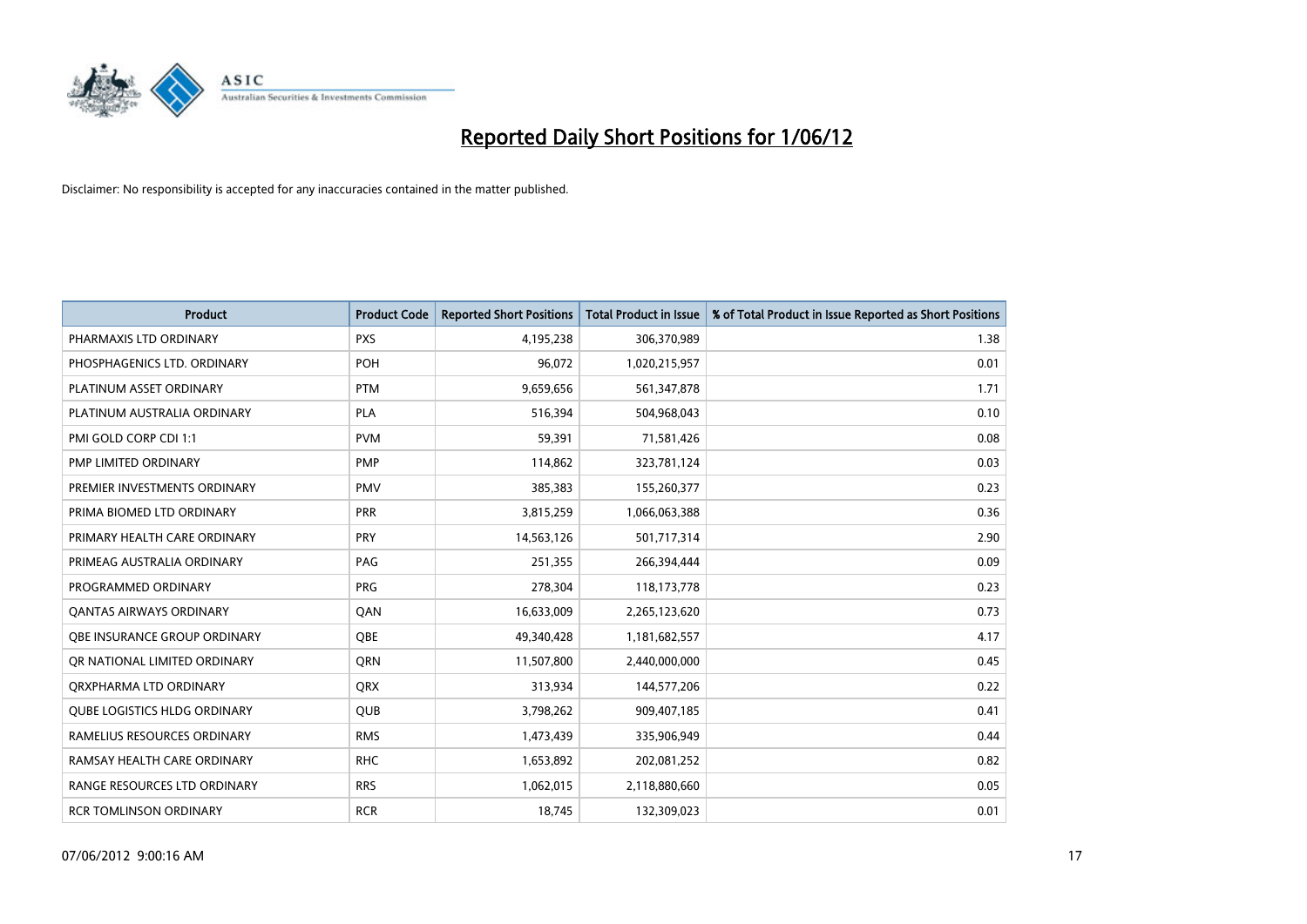# Reported Daily Short Positions for 1/06/12

Disclaimer: No responsibility is accepted for any inaccuracies contained in the matter published.

| Product | Product Code | Reported Short Positions | Total Product in Issue | % of Total Product in Issue Reported as Short Positions |
|---|---|---|---|---|
| PHARMAXIS LTD ORDINARY | PXS | 4,195,238 | 306,370,989 | 1.38 |
| PHOSPHAGENICS LTD. ORDINARY | POH | 96,072 | 1,020,215,957 | 0.01 |
| PLATINUM ASSET ORDINARY | PTM | 9,659,656 | 561,347,878 | 1.71 |
| PLATINUM AUSTRALIA ORDINARY | PLA | 516,394 | 504,968,043 | 0.10 |
| PMI GOLD CORP CDI 1:1 | PVM | 59,391 | 71,581,426 | 0.08 |
| PMP LIMITED ORDINARY | PMP | 114,862 | 323,781,124 | 0.03 |
| PREMIER INVESTMENTS ORDINARY | PMV | 385,383 | 155,260,377 | 0.23 |
| PRIMA BIOMED LTD ORDINARY | PRR | 3,815,259 | 1,066,063,388 | 0.36 |
| PRIMARY HEALTH CARE ORDINARY | PRY | 14,563,126 | 501,717,314 | 2.90 |
| PRIMEAG AUSTRALIA ORDINARY | PAG | 251,355 | 266,394,444 | 0.09 |
| PROGRAMMED ORDINARY | PRG | 278,304 | 118,173,778 | 0.23 |
| QANTAS AIRWAYS ORDINARY | QAN | 16,633,009 | 2,265,123,620 | 0.73 |
| QBE INSURANCE GROUP ORDINARY | QBE | 49,340,428 | 1,181,682,557 | 4.17 |
| QR NATIONAL LIMITED ORDINARY | QRN | 11,507,800 | 2,440,000,000 | 0.45 |
| QRXPHARMA LTD ORDINARY | QRX | 313,934 | 144,577,206 | 0.22 |
| QUBE LOGISTICS HLDG ORDINARY | QUB | 3,798,262 | 909,407,185 | 0.41 |
| RAMELIUS RESOURCES ORDINARY | RMS | 1,473,439 | 335,906,949 | 0.44 |
| RAMSAY HEALTH CARE ORDINARY | RHC | 1,653,892 | 202,081,252 | 0.82 |
| RANGE RESOURCES LTD ORDINARY | RRS | 1,062,015 | 2,118,880,660 | 0.05 |
| RCR TOMLINSON ORDINARY | RCR | 18,745 | 132,309,023 | 0.01 |

07/06/2012 9:00:16 AM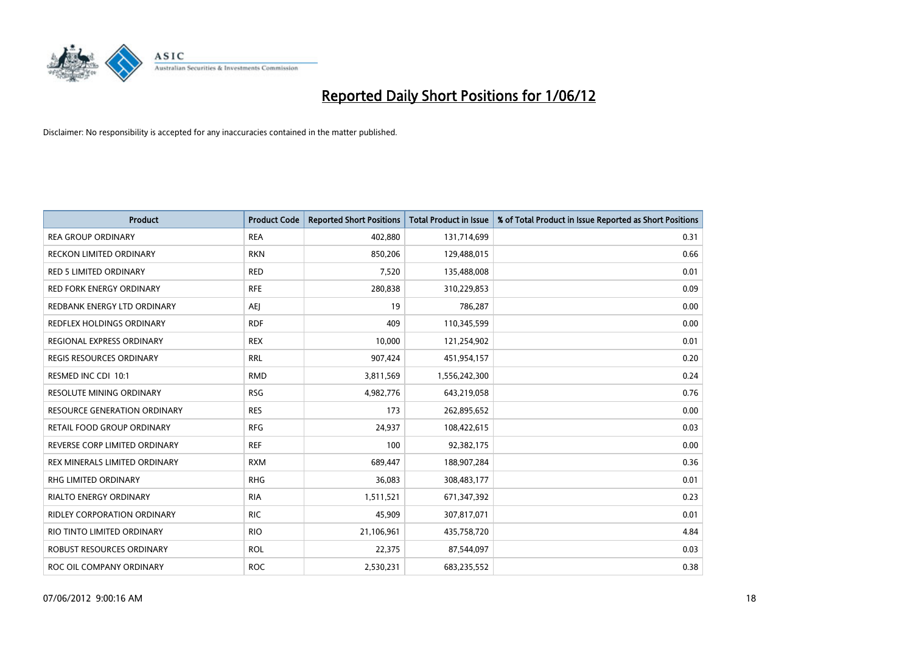# Reported Daily Short Positions for 1/06/12

Disclaimer: No responsibility is accepted for any inaccuracies contained in the matter published.

| Product | Product Code | Reported Short Positions | Total Product in Issue | % of Total Product in Issue Reported as Short Positions |
|---|---|---|---|---|
| REA GROUP ORDINARY | REA | 402,880 | 131,714,699 | 0.31 |
| RECKON LIMITED ORDINARY | RKN | 850,206 | 129,488,015 | 0.66 |
| RED 5 LIMITED ORDINARY | RED | 7,520 | 135,488,008 | 0.01 |
| RED FORK ENERGY ORDINARY | RFE | 280,838 | 310,229,853 | 0.09 |
| REDBANK ENERGY LTD ORDINARY | AEJ | 19 | 786,287 | 0.00 |
| REDFLEX HOLDINGS ORDINARY | RDF | 409 | 110,345,599 | 0.00 |
| REGIONAL EXPRESS ORDINARY | REX | 10,000 | 121,254,902 | 0.01 |
| REGIS RESOURCES ORDINARY | RRL | 907,424 | 451,954,157 | 0.20 |
| RESMED INC CDI 10:1 | RMD | 3,811,569 | 1,556,242,300 | 0.24 |
| RESOLUTE MINING ORDINARY | RSG | 4,982,776 | 643,219,058 | 0.76 |
| RESOURCE GENERATION ORDINARY | RES | 173 | 262,895,652 | 0.00 |
| RETAIL FOOD GROUP ORDINARY | RFG | 24,937 | 108,422,615 | 0.03 |
| REVERSE CORP LIMITED ORDINARY | REF | 100 | 92,382,175 | 0.00 |
| REX MINERALS LIMITED ORDINARY | RXM | 689,447 | 188,907,284 | 0.36 |
| RHG LIMITED ORDINARY | RHG | 36,083 | 308,483,177 | 0.01 |
| RIALTO ENERGY ORDINARY | RIA | 1,511,521 | 671,347,392 | 0.23 |
| RIDLEY CORPORATION ORDINARY | RIC | 45,909 | 307,817,071 | 0.01 |
| RIO TINTO LIMITED ORDINARY | RIO | 21,106,961 | 435,758,720 | 4.84 |
| ROBUST RESOURCES ORDINARY | ROL | 22,375 | 87,544,097 | 0.03 |
| ROC OIL COMPANY ORDINARY | ROC | 2,530,231 | 683,235,552 | 0.38 |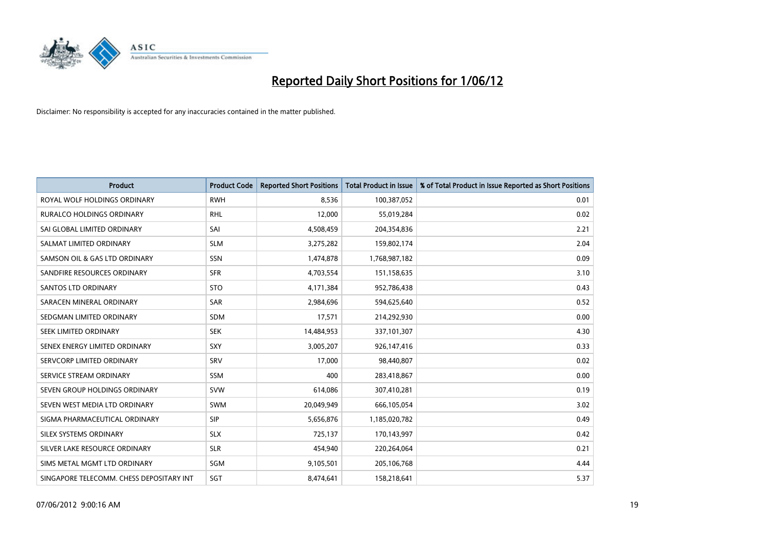# Reported Daily Short Positions for 1/06/12

Disclaimer: No responsibility is accepted for any inaccuracies contained in the matter published.

| Product | Product Code | Reported Short Positions | Total Product in Issue | % of Total Product in Issue Reported as Short Positions |
|---|---|---|---|---|
| ROYAL WOLF HOLDINGS ORDINARY | RWH | 8,536 | 100,387,052 | 0.01 |
| RURALCO HOLDINGS ORDINARY | RHL | 12,000 | 55,019,284 | 0.02 |
| SAI GLOBAL LIMITED ORDINARY | SAI | 4,508,459 | 204,354,836 | 2.21 |
| SALMAT LIMITED ORDINARY | SLM | 3,275,282 | 159,802,174 | 2.04 |
| SAMSON OIL & GAS LTD ORDINARY | SSN | 1,474,878 | 1,768,987,182 | 0.09 |
| SANDFIRE RESOURCES ORDINARY | SFR | 4,703,554 | 151,158,635 | 3.10 |
| SANTOS LTD ORDINARY | STO | 4,171,384 | 952,786,438 | 0.43 |
| SARACEN MINERAL ORDINARY | SAR | 2,984,696 | 594,625,640 | 0.52 |
| SEDGMAN LIMITED ORDINARY | SDM | 17,571 | 214,292,930 | 0.00 |
| SEEK LIMITED ORDINARY | SEK | 14,484,953 | 337,101,307 | 4.30 |
| SENEX ENERGY LIMITED ORDINARY | SXY | 3,005,207 | 926,147,416 | 0.33 |
| SERVCORP LIMITED ORDINARY | SRV | 17,000 | 98,440,807 | 0.02 |
| SERVICE STREAM ORDINARY | SSM | 400 | 283,418,867 | 0.00 |
| SEVEN GROUP HOLDINGS ORDINARY | SVW | 614,086 | 307,410,281 | 0.19 |
| SEVEN WEST MEDIA LTD ORDINARY | SWM | 20,049,949 | 666,105,054 | 3.02 |
| SIGMA PHARMACEUTICAL ORDINARY | SIP | 5,656,876 | 1,185,020,782 | 0.49 |
| SILEX SYSTEMS ORDINARY | SLX | 725,137 | 170,143,997 | 0.42 |
| SILVER LAKE RESOURCE ORDINARY | SLR | 454,940 | 220,264,064 | 0.21 |
| SIMS METAL MGMT LTD ORDINARY | SGM | 9,105,501 | 205,106,768 | 4.44 |
| SINGAPORE TELECOMM. CHESS DEPOSITARY INT | SGT | 8,474,641 | 158,218,641 | 5.37 |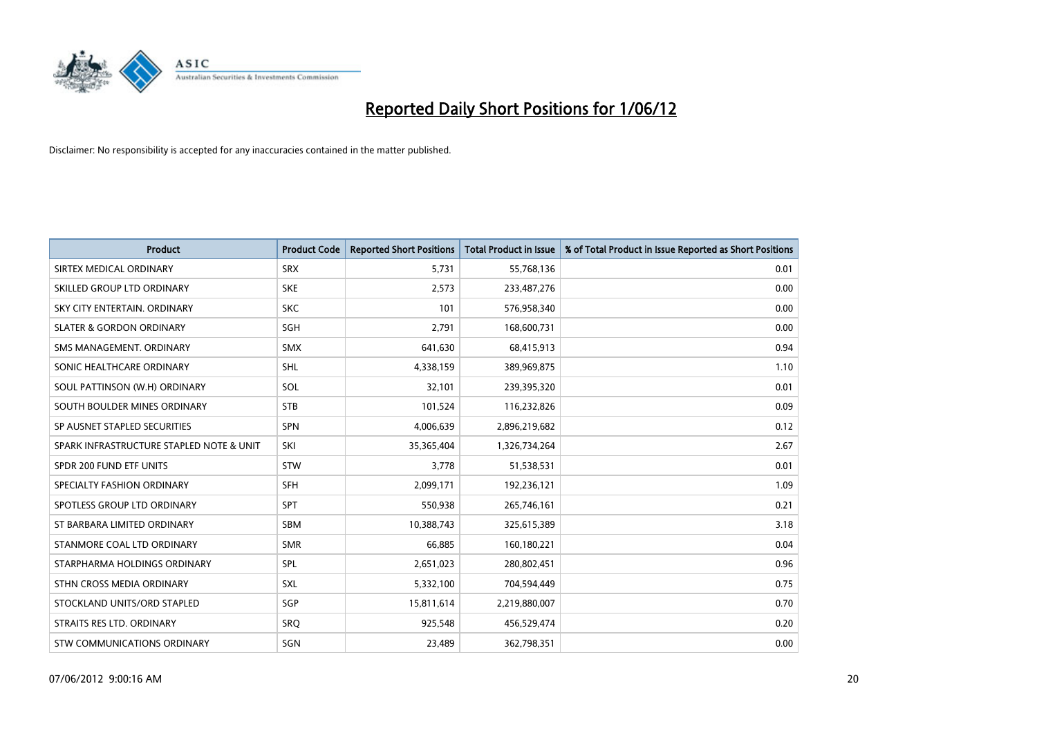# Reported Daily Short Positions for 1/06/12

Disclaimer: No responsibility is accepted for any inaccuracies contained in the matter published.

| Product | Product Code | Reported Short Positions | Total Product in Issue | % of Total Product in Issue Reported as Short Positions |
|---|---|---|---|---|
| SIRTEX MEDICAL ORDINARY | SRX | 5,731 | 55,768,136 | 0.01 |
| SKILLED GROUP LTD ORDINARY | SKE | 2,573 | 233,487,276 | 0.00 |
| SKY CITY ENTERTAIN. ORDINARY | SKC | 101 | 576,958,340 | 0.00 |
| SLATER & GORDON ORDINARY | SGH | 2,791 | 168,600,731 | 0.00 |
| SMS MANAGEMENT. ORDINARY | SMX | 641,630 | 68,415,913 | 0.94 |
| SONIC HEALTHCARE ORDINARY | SHL | 4,338,159 | 389,969,875 | 1.10 |
| SOUL PATTINSON (W.H) ORDINARY | SOL | 32,101 | 239,395,320 | 0.01 |
| SOUTH BOULDER MINES ORDINARY | STB | 101,524 | 116,232,826 | 0.09 |
| SP AUSNET STAPLED SECURITIES | SPN | 4,006,639 | 2,896,219,682 | 0.12 |
| SPARK INFRASTRUCTURE STAPLED NOTE & UNIT | SKI | 35,365,404 | 1,326,734,264 | 2.67 |
| SPDR 200 FUND ETF UNITS | STW | 3,778 | 51,538,531 | 0.01 |
| SPECIALTY FASHION ORDINARY | SFH | 2,099,171 | 192,236,121 | 1.09 |
| SPOTLESS GROUP LTD ORDINARY | SPT | 550,938 | 265,746,161 | 0.21 |
| ST BARBARA LIMITED ORDINARY | SBM | 10,388,743 | 325,615,389 | 3.18 |
| STANMORE COAL LTD ORDINARY | SMR | 66,885 | 160,180,221 | 0.04 |
| STARPHARMA HOLDINGS ORDINARY | SPL | 2,651,023 | 280,802,451 | 0.96 |
| STHN CROSS MEDIA ORDINARY | SXL | 5,332,100 | 704,594,449 | 0.75 |
| STOCKLAND UNITS/ORD STAPLED | SGP | 15,811,614 | 2,219,880,007 | 0.70 |
| STRAITS RES LTD. ORDINARY | SRQ | 925,548 | 456,529,474 | 0.20 |
| STW COMMUNICATIONS ORDINARY | SGN | 23,489 | 362,798,351 | 0.00 |

07/06/2012 9:00:16 AM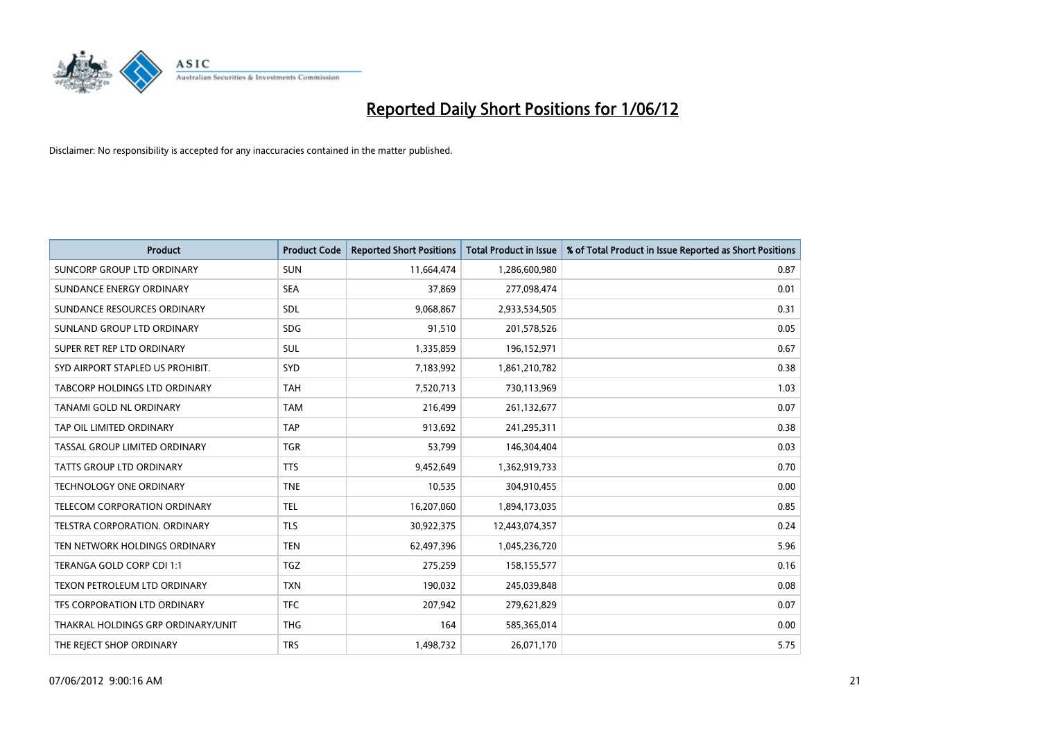# Reported Daily Short Positions for 1/06/12

Disclaimer: No responsibility is accepted for any inaccuracies contained in the matter published.

| Product | Product Code | Reported Short Positions | Total Product in Issue | % of Total Product in Issue Reported as Short Positions |
|---|---|---|---|---|
| SUNCORP GROUP LTD ORDINARY | SUN | 11,664,474 | 1,286,600,980 | 0.87 |
| SUNDANCE ENERGY ORDINARY | SEA | 37,869 | 277,098,474 | 0.01 |
| SUNDANCE RESOURCES ORDINARY | SDL | 9,068,867 | 2,933,534,505 | 0.31 |
| SUNLAND GROUP LTD ORDINARY | SDG | 91,510 | 201,578,526 | 0.05 |
| SUPER RET REP LTD ORDINARY | SUL | 1,335,859 | 196,152,971 | 0.67 |
| SYD AIRPORT STAPLED US PROHIBIT. | SYD | 7,183,992 | 1,861,210,782 | 0.38 |
| TABCORP HOLDINGS LTD ORDINARY | TAH | 7,520,713 | 730,113,969 | 1.03 |
| TANAMI GOLD NL ORDINARY | TAM | 216,499 | 261,132,677 | 0.07 |
| TAP OIL LIMITED ORDINARY | TAP | 913,692 | 241,295,311 | 0.38 |
| TASSAL GROUP LIMITED ORDINARY | TGR | 53,799 | 146,304,404 | 0.03 |
| TATTS GROUP LTD ORDINARY | TTS | 9,452,649 | 1,362,919,733 | 0.70 |
| TECHNOLOGY ONE ORDINARY | TNE | 10,535 | 304,910,455 | 0.00 |
| TELECOM CORPORATION ORDINARY | TEL | 16,207,060 | 1,894,173,035 | 0.85 |
| TELSTRA CORPORATION. ORDINARY | TLS | 30,922,375 | 12,443,074,357 | 0.24 |
| TEN NETWORK HOLDINGS ORDINARY | TEN | 62,497,396 | 1,045,236,720 | 5.96 |
| TERANGA GOLD CORP CDI 1:1 | TGZ | 275,259 | 158,155,577 | 0.16 |
| TEXON PETROLEUM LTD ORDINARY | TXN | 190,032 | 245,039,848 | 0.08 |
| TFS CORPORATION LTD ORDINARY | TFC | 207,942 | 279,621,829 | 0.07 |
| THAKRAL HOLDINGS GRP ORDINARY/UNIT | THG | 164 | 585,365,014 | 0.00 |
| THE REJECT SHOP ORDINARY | TRS | 1,498,732 | 26,071,170 | 5.75 |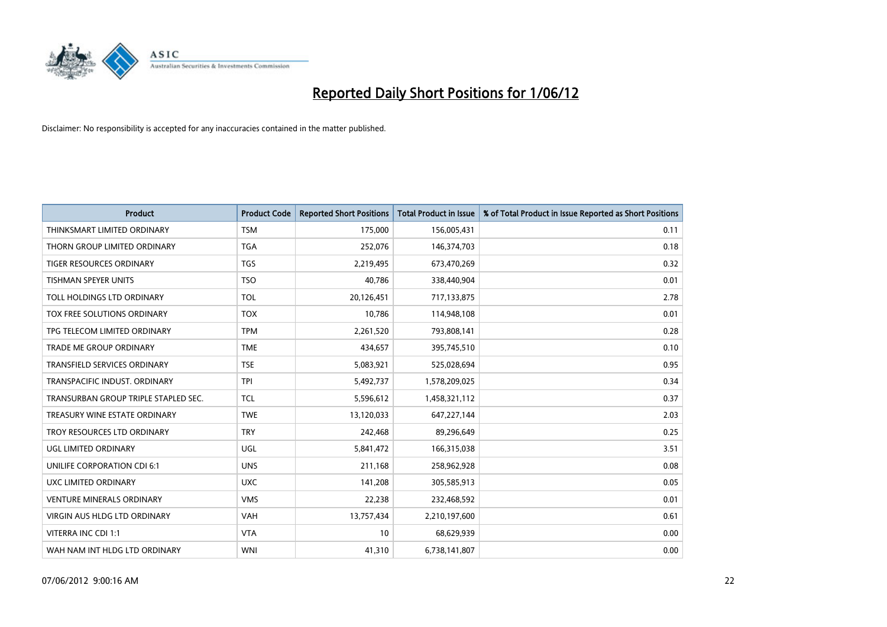# Reported Daily Short Positions for 1/06/12

Disclaimer: No responsibility is accepted for any inaccuracies contained in the matter published.

| Product | Product Code | Reported Short Positions | Total Product in Issue | % of Total Product in Issue Reported as Short Positions |
|---|---|---|---|---|
| THINKSMART LIMITED ORDINARY | TSM | 175,000 | 156,005,431 | 0.11 |
| THORN GROUP LIMITED ORDINARY | TGA | 252,076 | 146,374,703 | 0.18 |
| TIGER RESOURCES ORDINARY | TGS | 2,219,495 | 673,470,269 | 0.32 |
| TISHMAN SPEYER UNITS | TSO | 40,786 | 338,440,904 | 0.01 |
| TOLL HOLDINGS LTD ORDINARY | TOL | 20,126,451 | 717,133,875 | 2.78 |
| TOX FREE SOLUTIONS ORDINARY | TOX | 10,786 | 114,948,108 | 0.01 |
| TPG TELECOM LIMITED ORDINARY | TPM | 2,261,520 | 793,808,141 | 0.28 |
| TRADE ME GROUP ORDINARY | TME | 434,657 | 395,745,510 | 0.10 |
| TRANSFIELD SERVICES ORDINARY | TSE | 5,083,921 | 525,028,694 | 0.95 |
| TRANSPACIFIC INDUST. ORDINARY | TPI | 5,492,737 | 1,578,209,025 | 0.34 |
| TRANSURBAN GROUP TRIPLE STAPLED SEC. | TCL | 5,596,612 | 1,458,321,112 | 0.37 |
| TREASURY WINE ESTATE ORDINARY | TWE | 13,120,033 | 647,227,144 | 2.03 |
| TROY RESOURCES LTD ORDINARY | TRY | 242,468 | 89,296,649 | 0.25 |
| UGL LIMITED ORDINARY | UGL | 5,841,472 | 166,315,038 | 3.51 |
| UNILIFE CORPORATION CDI 6:1 | UNS | 211,168 | 258,962,928 | 0.08 |
| UXC LIMITED ORDINARY | UXC | 141,208 | 305,585,913 | 0.05 |
| VENTURE MINERALS ORDINARY | VMS | 22,238 | 232,468,592 | 0.01 |
| VIRGIN AUS HLDG LTD ORDINARY | VAH | 13,757,434 | 2,210,197,600 | 0.61 |
| VITERRA INC CDI 1:1 | VTA | 10 | 68,629,939 | 0.00 |
| WAH NAM INT HLDG LTD ORDINARY | WNI | 41,310 | 6,738,141,807 | 0.00 |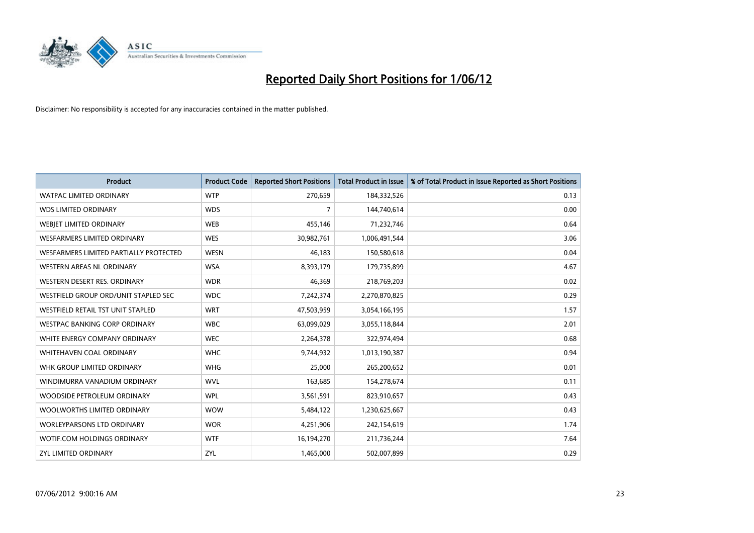# Reported Daily Short Positions for 1/06/12

Disclaimer: No responsibility is accepted for any inaccuracies contained in the matter published.

| Product | Product Code | Reported Short Positions | Total Product in Issue | % of Total Product in Issue Reported as Short Positions |
|---|---|---|---|---|
| WATPAC LIMITED ORDINARY | WTP | 270,659 | 184,332,526 | 0.13 |
| WDS LIMITED ORDINARY | WDS | 7 | 144,740,614 | 0.00 |
| WEBJET LIMITED ORDINARY | WEB | 455,146 | 71,232,746 | 0.64 |
| WESFARMERS LIMITED ORDINARY | WES | 30,982,761 | 1,006,491,544 | 3.06 |
| WESFARMERS LIMITED PARTIALLY PROTECTED | WESN | 46,183 | 150,580,618 | 0.04 |
| WESTERN AREAS NL ORDINARY | WSA | 8,393,179 | 179,735,899 | 4.67 |
| WESTERN DESERT RES. ORDINARY | WDR | 46,369 | 218,769,203 | 0.02 |
| WESTFIELD GROUP ORD/UNIT STAPLED SEC | WDC | 7,242,374 | 2,270,870,825 | 0.29 |
| WESTFIELD RETAIL TST UNIT STAPLED | WRT | 47,503,959 | 3,054,166,195 | 1.57 |
| WESTPAC BANKING CORP ORDINARY | WBC | 63,099,029 | 3,055,118,844 | 2.01 |
| WHITE ENERGY COMPANY ORDINARY | WEC | 2,264,378 | 322,974,494 | 0.68 |
| WHITEHAVEN COAL ORDINARY | WHC | 9,744,932 | 1,013,190,387 | 0.94 |
| WHK GROUP LIMITED ORDINARY | WHG | 25,000 | 265,200,652 | 0.01 |
| WINDIMURRA VANADIUM ORDINARY | WVL | 163,685 | 154,278,674 | 0.11 |
| WOODSIDE PETROLEUM ORDINARY | WPL | 3,561,591 | 823,910,657 | 0.43 |
| WOOLWORTHS LIMITED ORDINARY | WOW | 5,484,122 | 1,230,625,667 | 0.43 |
| WORLEYPARSONS LTD ORDINARY | WOR | 4,251,906 | 242,154,619 | 1.74 |
| WOTIF.COM HOLDINGS ORDINARY | WTF | 16,194,270 | 211,736,244 | 7.64 |
| ZYL LIMITED ORDINARY | ZYL | 1,465,000 | 502,007,899 | 0.29 |

07/06/2012 9:00:16 AM